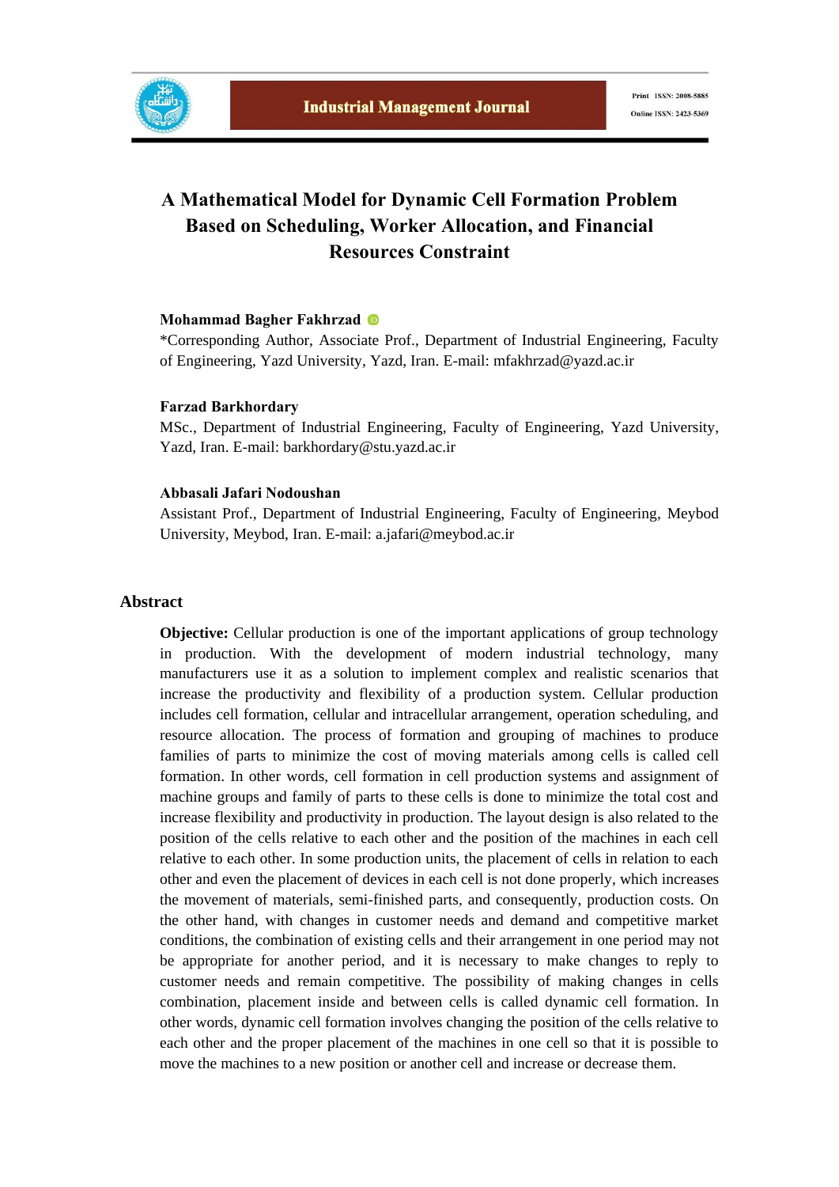# A Mathematical Model for Dynamic Cell Formation Problem Based on Scheduling, Worker Allocation, and Financial Resources Constraint

**Mohammad Bagher Fakhrzad**

*Corresponding Author, Associate Prof., Department of Industrial Engineering, Faculty of Engineering, Yazd University, Yazd, Iran. E-mail: mfakhrzad@yazd.ac.ir

**Farzad Barkhordary**

MSc., Department of Industrial Engineering, Faculty of Engineering, Yazd University, Yazd, Iran. E-mail: barkhordary@stu.yazd.ac.ir

**Abbasali Jafari Nodoushan**

Assistant Prof., Department of Industrial Engineering, Faculty of Engineering, Meybod University, Meybod, Iran. E-mail: a.jafari@meybod.ac.ir

## Abstract

**Objective:** Cellular production is one of the important applications of group technology in production. With the development of modern industrial technology, many manufacturers use it as a solution to implement complex and realistic scenarios that increase the productivity and flexibility of a production system. Cellular production includes cell formation, cellular and intracellular arrangement, operation scheduling, and resource allocation. The process of formation and grouping of machines to produce families of parts to minimize the cost of moving materials among cells is called cell formation. In other words, cell formation in cell production systems and assignment of machine groups and family of parts to these cells is done to minimize the total cost and increase flexibility and productivity in production. The layout design is also related to the position of the cells relative to each other and the position of the machines in each cell relative to each other. In some production units, the placement of cells in relation to each other and even the placement of devices in each cell is not done properly, which increases the movement of materials, semi-finished parts, and consequently, production costs. On the other hand, with changes in customer needs and demand and competitive market conditions, the combination of existing cells and their arrangement in one period may not be appropriate for another period, and it is necessary to make changes to reply to customer needs and remain competitive. The possibility of making changes in cells combination, placement inside and between cells is called dynamic cell formation. In other words, dynamic cell formation involves changing the position of the cells relative to each other and the proper placement of the machines in one cell so that it is possible to move the machines to a new position or another cell and increase or decrease them.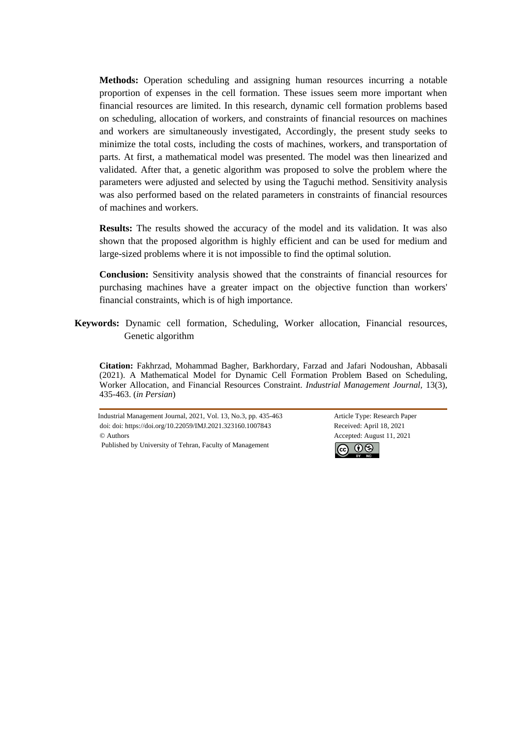**Methods:** Operation scheduling and assigning human resources incurring a notable proportion of expenses in the cell formation. These issues seem more important when financial resources are limited. In this research, dynamic cell formation problems based on scheduling, allocation of workers, and constraints of financial resources on machines and workers are simultaneously investigated, Accordingly, the present study seeks to minimize the total costs, including the costs of machines, workers, and transportation of parts. At first, a mathematical model was presented. The model was then linearized and validated. After that, a genetic algorithm was proposed to solve the problem where the parameters were adjusted and selected by using the Taguchi method. Sensitivity analysis was also performed based on the related parameters in constraints of financial resources of machines and workers.

**Results:** The results showed the accuracy of the model and its validation. It was also shown that the proposed algorithm is highly efficient and can be used for medium and large-sized problems where it is not impossible to find the optimal solution.

**Conclusion:** Sensitivity analysis showed that the constraints of financial resources for purchasing machines have a greater impact on the objective function than workers' financial constraints, which is of high importance.

**Keywords:** Dynamic cell formation, Scheduling, Worker allocation, Financial resources, Genetic algorithm

**Citation:** Fakhrzad, Mohammad Bagher, Barkhordary, Farzad and Jafari Nodoushan, Abbasali (2021). A Mathematical Model for Dynamic Cell Formation Problem Based on Scheduling, Worker Allocation, and Financial Resources Constraint. *Industrial Management Journal*, 13(3), 435-463. (*in Persian*)

Industrial Management Journal, 2021, Vol. 13, No.3, pp. 435-463
doi: doi: https://doi.org/10.22059/IMJ.2021.323160.1007843
© Authors
Published by University of Tehran, Faculty of Management

Article Type: Research Paper
Received: April 18, 2021
Accepted: August 11, 2021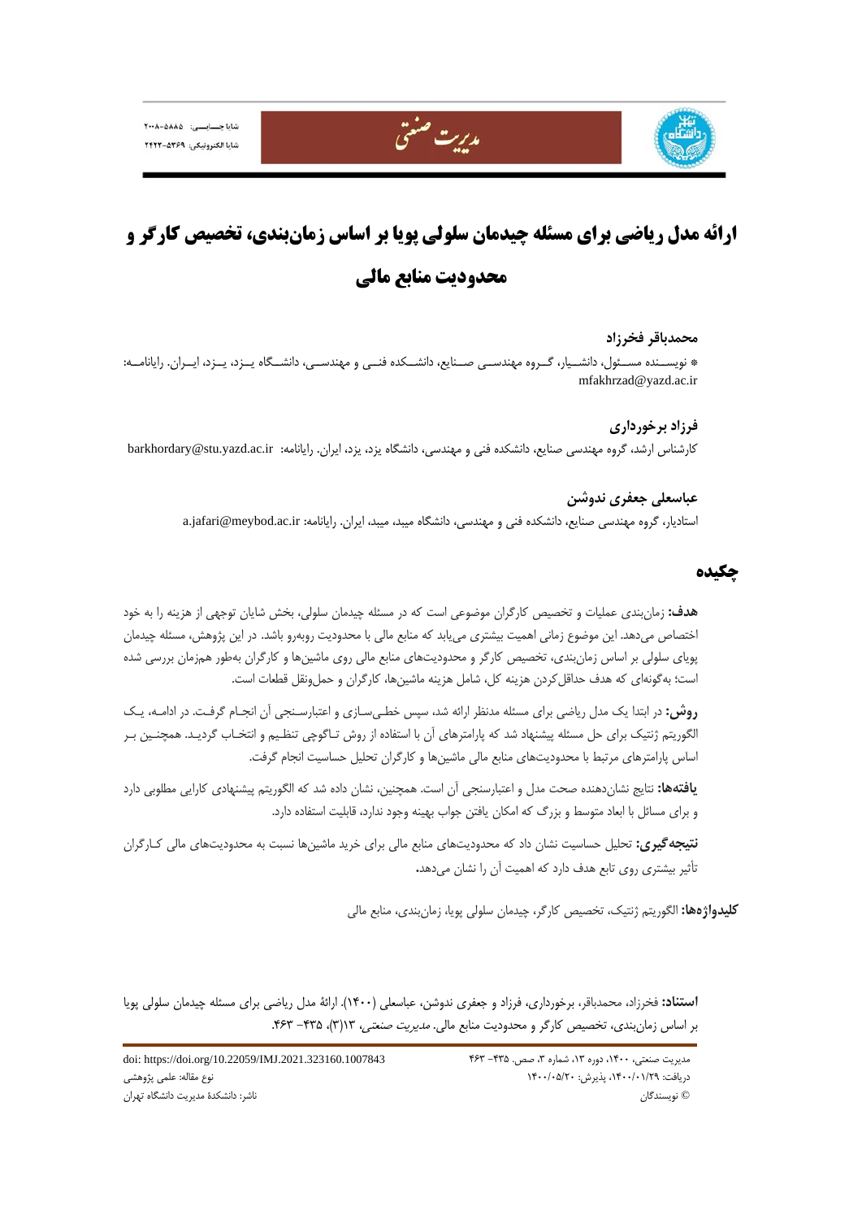# ارائه مدل ریاضی برای مسئله چیدمان سلولی پویا بر اساس زمان‌بندی، تخصیص کارگر و محدودیت منابع مالی

**محمدباقر فخرزاد**

* نویسنده مسئول، دانشیار، گروه مهندسی صنایع، دانشکده فنی و مهندسی، دانشگاه یزد، یزد، ایران. رایانامه: mfakhrzad@yazd.ac.ir

**فرزاد برخورداری**

کارشناس ارشد، گروه مهندسی صنایع، دانشکده فنی و مهندسی، دانشگاه یزد، یزد، ایران. رایانامه: barkhordary@stu.yazd.ac.ir

**عباسعلی جعفری ندوشن**

استادیار، گروه مهندسی صنایع، دانشکده فنی و مهندسی، دانشگاه میبد، میبد، ایران. رایانامه: a.jafari@meybod.ac.ir

## چکیده

**هدف:** زمان‌بندی عملیات و تخصیص کارگران موضوعی است که در مسئله چیدمان سلولی، بخش شایان توجهی از هزینه را به خود اختصاص می‌دهد. این موضوع زمانی اهمیت بیشتری می‌یابد که منابع مالی با محدودیت روبه‌رو باشد. در این پژوهش، مسئله چیدمان پویای سلولی بر اساس زمان‌بندی، تخصیص کارگر و محدودیت‌های منابع مالی روی ماشین‌ها و کارگران به‌طور هم‌زمان بررسی شده است؛ به‌گونه‌ای که هدف حداقل‌کردن هزینه کل، شامل هزینه ماشین‌ها، کارگران و حمل‌ونقل قطعات است.

**روش:** در ابتدا یک مدل ریاضی برای مسئله مدنظر ارائه شد، سپس خطی‌سازی و اعتبارسنجی آن انجام گرفت. در ادامه، یک الگوریتم ژنتیک برای حل مسئله پیشنهاد شد که پارامترهای آن با استفاده از روش تاگوچی تنظیم و انتخاب گردید. همچنین بر اساس پارامترهای مرتبط با محدودیت‌های منابع مالی ماشین‌ها و کارگران تحلیل حساسیت انجام گرفت.

**یافته‌ها:** نتایج نشان‌دهنده صحت مدل و اعتبارسنجی آن است. همچنین، نشان داده شد که الگوریتم پیشنهادی کارایی مطلوبی دارد و برای مسائل با ابعاد متوسط و بزرگ که امکان یافتن جواب بهینه وجود ندارد، قابلیت استفاده دارد.

**نتیجه‌گیری:** تحلیل حساسیت نشان داد که محدودیت‌های منابع مالی برای خرید ماشین‌ها نسبت به محدودیت‌های مالی کارگران تأثیر بیشتری روی تابع هدف دارد که اهمیت آن را نشان می‌دهد.

**کلیدواژه‌ها:** الگوریتم ژنتیک، تخصیص کارگر، چیدمان سلولی پویا، زمان‌بندی، منابع مالی

**استناد:** فخرزاد، محمدباقر، برخورداری، فرزاد و جعفری ندوشن، عباسعلی (۱۴۰۰). ارائهٔ مدل ریاضی برای مسئله چیدمان سلولی پویا بر اساس زمان‌بندی، تخصیص کارگر و محدودیت منابع مالی. *مدیریت صنعتی*، ۱۳(۳)، ۴۳۵- ۴۶۳.

مدیریت صنعتی، ۱۴۰۰، دوره ۱۳، شماره ۳، صص. ۴۳۵- ۴۶۳
دریافت: ۱۴۰۰/۰۱/۲۹، پذیرش: ۱۴۰۰/۰۵/۲۰
© نویسندگان

doi: https://doi.org/10.22059/IMJ.2021.323160.1007843
نوع مقاله: علمی پژوهشی
ناشر: دانشکدهٔ مدیریت دانشگاه تهران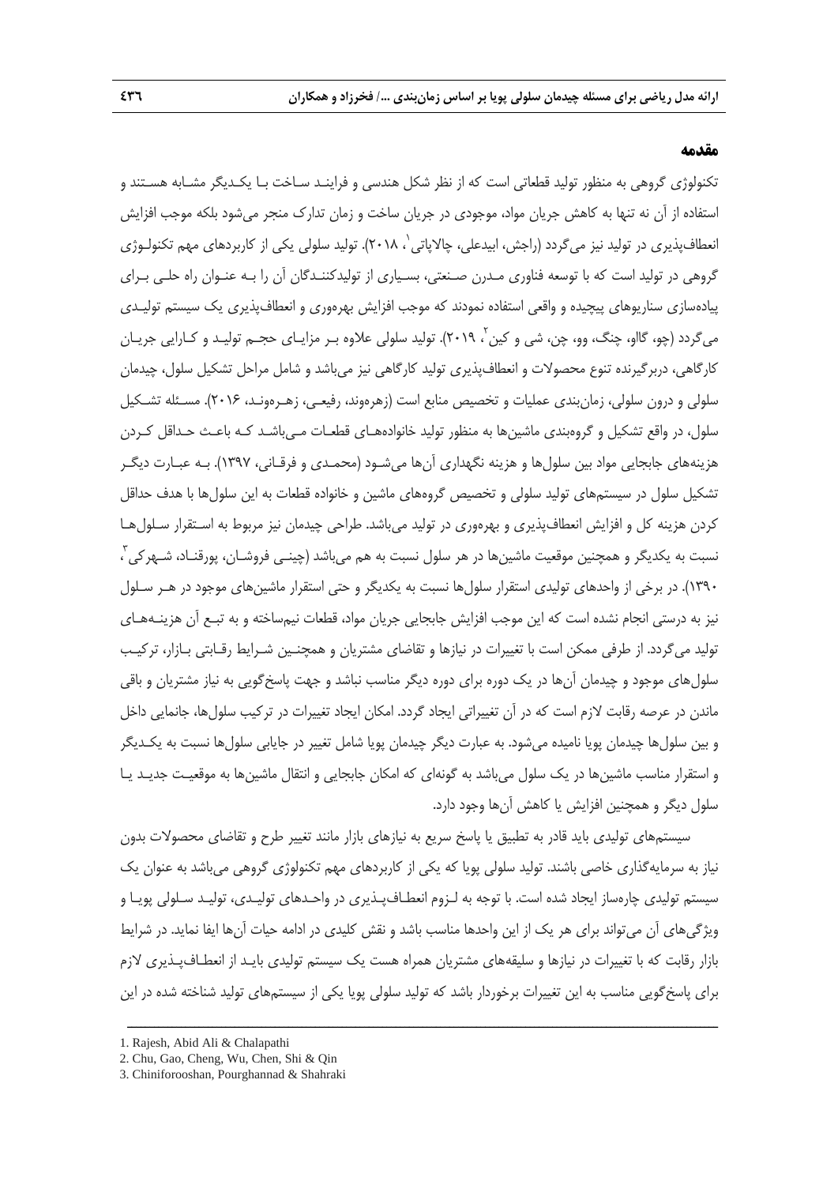## مقدمه

تکنولوژی گروهی به منظور تولید قطعاتی است که از نظر شکل هندسی و فرایند ساخت با یکدیگر مشابه هستند و استفاده از آن نه تنها به کاهش جریان مواد، موجودی در جریان ساخت و زمان تدارک منجر می‌شود بلکه موجب افزایش انعطاف‌پذیری در تولید نیز می‌گردد (راجش، ابیدعلی، چالاپاتی[1]، ۲۰۱۸). تولید سلولی یکی از کاربردهای مهم تکنولوژی گروهی در تولید است که با توسعه فناوری مدرن صنعتی، بسیاری از تولیدکنندگان آن را به عنوان راه حلی برای پیاده‌سازی سناریوهای پیچیده و واقعی استفاده نمودند که موجب افزایش بهره‌وری و انعطاف‌پذیری یک سیستم تولیدی می‌گردد (چو، گااو، چنگ، وو، چن، شی و کین[2]، ۲۰۱۹). تولید سلولی علاوه بر مزایای حجم تولید و کارایی جریان کارگاهی، دربرگیرنده تنوع محصولات و انعطاف‌پذیری تولید کارگاهی نیز می‌باشد و شامل مراحل تشکیل سلول، چیدمان سلولی و درون سلولی، زمان‌بندی عملیات و تخصیص منابع است (زهره‌وند، رفیعی، زهره‌وند، ۲۰۱۶). مسئله تشکیل سلول، در واقع تشکیل و گروه‌بندی ماشین‌ها به منظور تولید خانواده‌های قطعات می‌باشد که باعث حداقل کردن هزینه‌های جابجایی مواد بین سلول‌ها و هزینه نگهداری آن‌ها می‌شود (محمدی و فرقانی، ۱۳۹۷). به عبارت دیگر تشکیل سلول در سیستم‌های تولید سلولی و تخصیص گروه‌های ماشین و خانواده قطعات به این سلول‌ها با هدف حداقل کردن هزینه کل و افزایش انعطاف‌پذیری و بهره‌وری در تولید می‌باشد. طراحی چیدمان نیز مربوط به استقرار سلول‌ها نسبت به یکدیگر و همچنین موقعیت ماشین‌ها در هر سلول نسبت به هم می‌باشد (چینی فروشان، پورقناد، شهرکی[3]، ۱۳۹۰). در برخی از واحدهای تولیدی استقرار سلول‌ها نسبت به یکدیگر و حتی استقرار ماشین‌های موجود در هر سلول نیز به درستی انجام نشده است که این موجب افزایش جابجایی جریان مواد، قطعات نیم‌ساخته و به تبع آن هزینه‌های تولید می‌گردد. از طرفی ممکن است با تغییرات در نیازها و تقاضای مشتریان و همچنین شرایط رقابتی بازار، ترکیب سلول‌های موجود و چیدمان آن‌ها در یک دوره برای دوره دیگر مناسب نباشد و جهت پاسخ‌گویی به نیاز مشتریان و باقی ماندن در عرصه رقابت لازم است که در آن تغییراتی ایجاد گردد. امکان ایجاد تغییرات در ترکیب سلول‌ها، جانمایی داخل و بین سلول‌ها چیدمان پویا نامیده می‌شود. به عبارت دیگر چیدمان پویا شامل تغییر در جایابی سلول‌ها نسبت به یکدیگر و استقرار مناسب ماشین‌ها در یک سلول می‌باشد به گونه‌ای که امکان جابجایی و انتقال ماشین‌ها به موقعیت جدید یا سلول دیگر و همچنین افزایش یا کاهش آن‌ها وجود دارد.

سیستم‌های تولیدی باید قادر به تطبیق یا پاسخ سریع به نیازهای بازار مانند تغییر طرح و تقاضای محصولات بدون نیاز به سرمایه‌گذاری خاصی باشند. تولید سلولی پویا که یکی از کاربردهای مهم تکنولوژی گروهی می‌باشد به عنوان یک سیستم تولیدی چاره‌ساز ایجاد شده است. با توجه به لزوم انعطاف‌پذیری در واحدهای تولیدی، تولید سلولی پویا و ویژگی‌های آن می‌تواند برای هر یک از این واحدها مناسب باشد و نقش کلیدی در ادامه حیات آن‌ها ایفا نماید. در شرایط بازار رقابت که با تغییرات در نیازها و سلیقه‌های مشتریان همراه هست یک سیستم تولیدی باید از انعطاف‌پذیری لازم برای پاسخ‌گویی مناسب به این تغییرات برخوردار باشد که تولید سلولی پویا یکی از سیستم‌های تولید شناخته شده در این

---

1. Rajesh, Abid Ali & Chalapathi
2. Chu, Gao, Cheng, Wu, Chen, Shi & Qin
3. Chiniforooshan, Pourghannad & Shahraki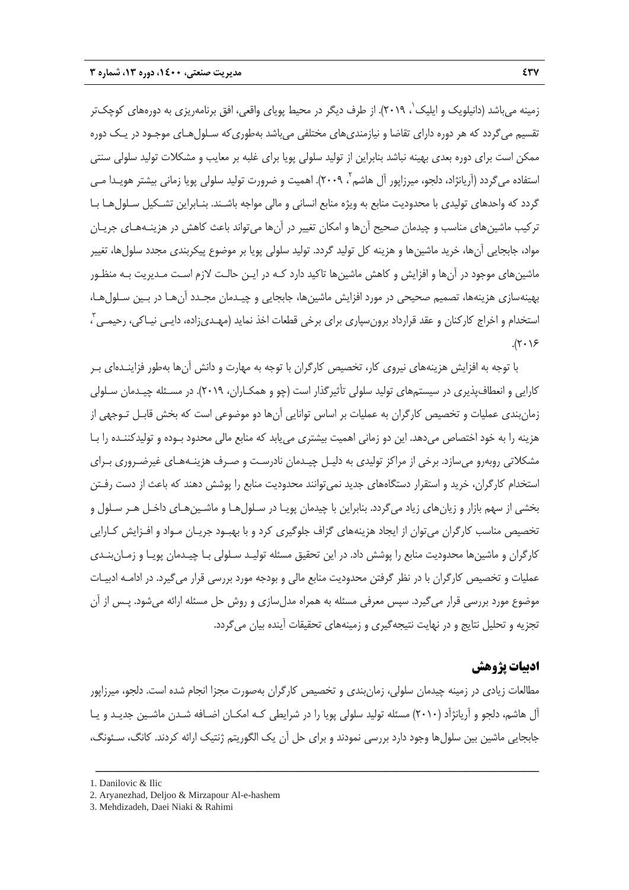زمینه می‌باشد (دانیلویک و ایلیک[1]، ۲۰۱۹). از طرف دیگر در محیط پویای واقعی، افق برنامه‌ریزی به دوره‌های کوچک‌تر تقسیم می‌گردد که هر دوره دارای تقاضا و نیازمندی‌های مختلفی می‌باشد به‌طوری‌که سـلول‌هـای موجـود در یـک دوره ممکن است برای دوره بعدی بهینه نباشد بنابراین از تولید سلولی پویا برای غلبه بر معایب و مشکلات تولید سلولی سنتی استفاده می‌گردد (آریانژاد، دلجو، میرزاپور آل هاشم[2]، ۲۰۰۹). اهمیت و ضرورت تولید سلولی پویا زمانی بیشتر هویـدا مـی گردد که واحدهای تولیدی با محدودیت منابع به ویژه منابع انسانی و مالی مواجه باشـند. بنـابراین تشـکیل سـلول‌هـا بـا ترکیب ماشین‌های مناسب و چیدمان صحیح آن‌ها و امکان تغییر در آن‌ها می‌تواند باعث کاهش در هزینـه‌هـای جریـان مواد، جابجایی آن‌ها، خرید ماشین‌ها و هزینه کل تولید گردد. تولید سلولی پویا بر موضوع پیکربندی مجدد سلول‌ها، تغییر ماشین‌های موجود در آن‌ها و افزایش و کاهش ماشین‌ها تاکید دارد کـه در ایـن حالـت لازم اسـت مـدیریت بـه منظـور بهینه‌سازی هزینه‌ها، تصمیم صحیحی در مورد افزایش ماشین‌ها، جابجایی و چیـدمان مجـدد آن‌هـا در بـین سـلول‌هـا، استخدام و اخراج کارکنان و عقد قرارداد برون‌سپاری برای برخی قطعات اخذ نماید (مهـدی‌زاده، دایـی نیـاکی، رحیمـی[3]، ۲۰۱۶).

با توجه به افزایش هزینه‌های نیروی کار، تخصیص کارگران با توجه به مهارت و دانش آن‌ها به‌طور فزاینـده‌ای بـر کارایی و انعطاف‌پذیری در سیستم‌های تولید سلولی تأثیرگذار است (چو و همکـاران، ۲۰۱۹). در مسـئله چیـدمان سـلولی زمان‌بندی عملیات و تخصیص کارگران به عملیات بر اساس توانایی آن‌ها دو موضوعی است که بخش قابـل تـوجهی از هزینه را به خود اختصاص می‌دهد. این دو زمانی اهمیت بیشتری می‌یابد که منابع مالی محدود بـوده و تولیدکننـده را بـا مشکلاتی روبه‌رو می‌سازد. برخی از مراکز تولیدی به دلیـل چیـدمان نادرسـت و صـرف هزینـه‌هـای غیرضـروری بـرای استخدام کارگران، خرید و استقرار دستگاه‌های جدید نمی‌توانند محدودیت منابع را پوشش دهند که باعث از دست رفـتن بخشی از سهم بازار و زیان‌های زیاد می‌گردد. بنابراین با چیدمان پویـا در سـلول‌هـا و ماشـین‌هـای داخـل هـر سـلول و تخصیص مناسب کارگران می‌توان از ایجاد هزینه‌های گزاف جلوگیری کرد و با بهبـود جریـان مـواد و افـزایش کـارایی کارگران و ماشین‌ها محدودیت منابع را پوشش داد. در این تحقیق مسئله تولیـد سـلولی بـا چیـدمان پویـا و زمـان‌بنـدی عملیات و تخصیص کارگران با در نظر گرفتن محدودیت منابع مالی و بودجه مورد بررسی قرار می‌گیرد. در ادامـه ادبیـات موضوع مورد بررسی قرار می‌گیرد. سپس معرفی مسئله به همراه مدل‌سازی و روش حل مسئله ارائه می‌شود. پـس از آن تجزیه و تحلیل نتایج و در نهایت نتیجه‌گیری و زمینه‌های تحقیقات آینده بیان می‌گردد.

## ادبیات پژوهش

مطالعات زیادی در زمینه چیدمان سلولی، زمان‌بندی و تخصیص کارگران به‌صورت مجزا انجام شده است. دلجو، میرزاپور آل هاشم، دلجو و آریانژاد (۲۰۱۰) مسئله تولید سلولی پویا را در شرایطی کـه امکـان اضـافه شـدن ماشـین جدیـد و یـا جابجایی ماشین بین سلول‌ها وجود دارد بررسی نمودند و برای حل آن یک الگوریتم ژنتیک ارائه کردند. کانگ، سـئونگ،

---

1. Danilovic & Ilic
2. Aryanezhad, Deljoo & Mirzapour Al-e-hashem
3. Mehdizadeh, Daei Niaki & Rahimi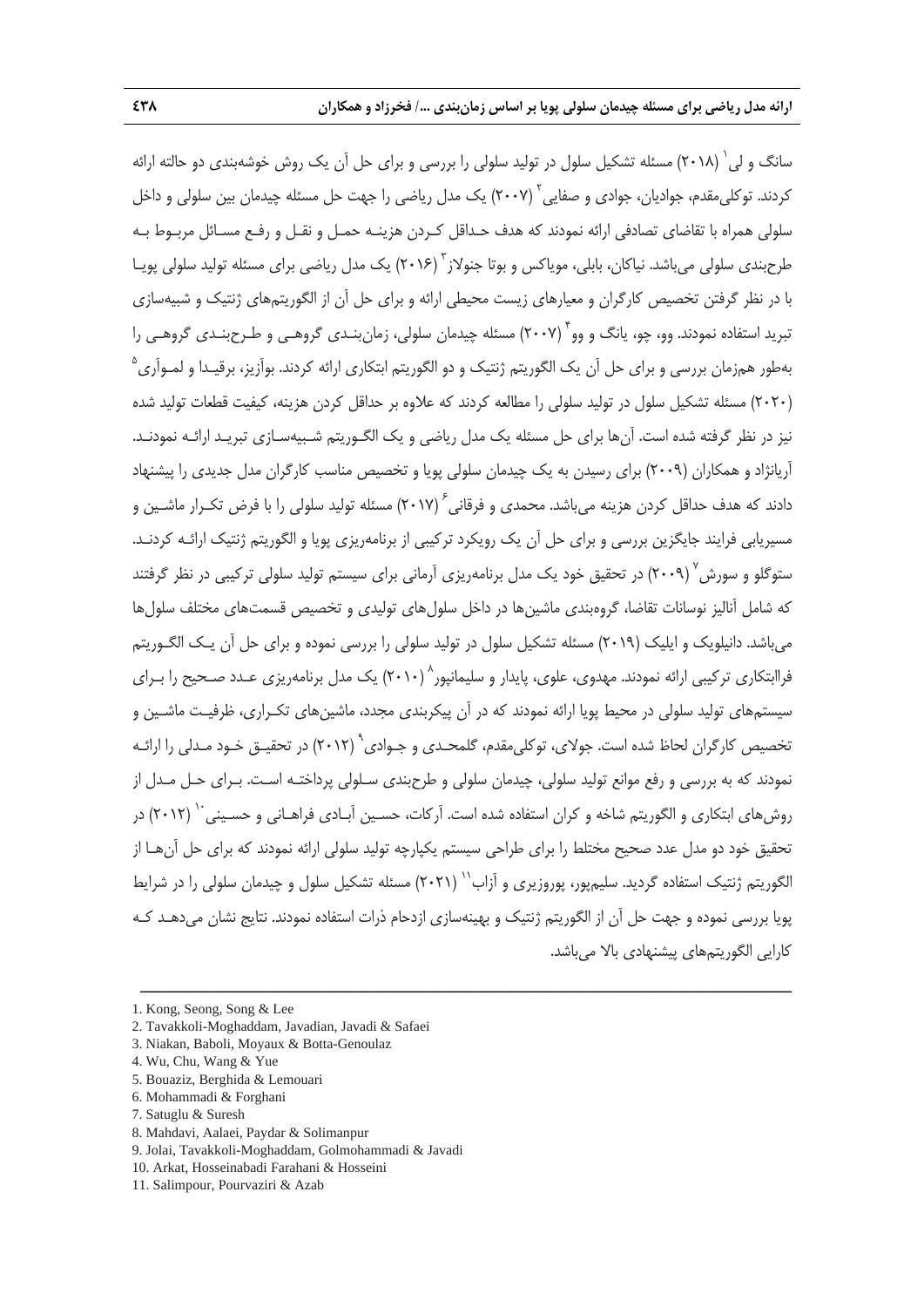سانگ و لی[1] (۲۰۱۸) مسئله تشکیل سلول در تولید سلولی را بررسی و برای حل آن یک روش خوشه‌بندی دو حالته ارائه کردند. توکلی‌مقدم، جوادیان، جوادی و صفایی[2] (۲۰۰۷) یک مدل ریاضی را جهت حل مسئله چیدمان بین سلولی و داخل سلولی همراه با تقاضای تصادفی ارائه نمودند که هدف حداقل کردن هزینه حمل و نقل و رفع مسائل مربوط به طرح‌بندی سلولی می‌باشد. نیاکان، بابلی، مویاکس و بوتا جنولاز[3] (۲۰۱۶) یک مدل ریاضی برای مسئله تولید سلولی پویا با در نظر گرفتن تخصیص کارگران و معیارهای زیست محیطی ارائه و برای حل آن از الگوریتم‌های ژنتیک و شبیه‌سازی تبرید استفاده نمودند. وو، چو، یانگ و وو[4] (۲۰۰۷) مسئله چیدمان سلولی، زمان‌بندی گروهی و طرح‌بندی گروهی را به‌طور هم‌زمان بررسی و برای حل آن یک الگوریتم ژنتیک و دو الگوریتم ابتکاری ارائه کردند. بوآزیز، برقیدا و لموآری[5] (۲۰۲۰) مسئله تشکیل سلول در تولید سلولی را مطالعه کردند که علاوه بر حداقل کردن هزینه، کیفیت قطعات تولید شده نیز در نظر گرفته شده است. آن‌ها برای حل مسئله یک مدل ریاضی و یک الگوریتم شبیه‌سازی تبرید ارائه نمودند. آریانژاد و همکاران (۲۰۰۹) برای رسیدن به یک چیدمان سلولی پویا و تخصیص مناسب کارگران مدل جدیدی را پیشنهاد دادند که هدف حداقل کردن هزینه می‌باشد. محمدی و فرقانی[6] (۲۰۱۷) مسئله تولید سلولی را با فرض تکرار ماشین و مسیریابی فرایند جایگزین بررسی و برای حل آن یک رویکرد ترکیبی از برنامه‌ریزی پویا و الگوریتم ژنتیک ارائه کردند. ستوگلو و سورش[7] (۲۰۰۹) در تحقیق خود یک مدل برنامه‌ریزی آرمانی برای سیستم تولید سلولی ترکیبی در نظر گرفتند که شامل آنالیز نوسانات تقاضا، گروه‌بندی ماشین‌ها در داخل سلول‌های تولیدی و تخصیص قسمت‌های مختلف سلول‌ها می‌باشد. دانیلویک و ایلیک (۲۰۱۹) مسئله تشکیل سلول در تولید سلولی را بررسی نموده و برای حل آن یک الگوریتم فراابتکاری ترکیبی ارائه نمودند. مهدوی، علوی، پایدار و سلیمانپور[8] (۲۰۱۰) یک مدل برنامه‌ریزی عدد صحیح را برای سیستم‌های تولید سلولی در محیط پویا ارائه نمودند که در آن پیکربندی مجدد، ماشین‌های تکراری، ظرفیت ماشین و تخصیص کارگران لحاظ شده است. جولای، توکلی‌مقدم، گلمحدی و جوادی[9] (۲۰۱۲) در تحقیق خود مدلی را ارائه نمودند که به بررسی و رفع موانع تولید سلولی، چیدمان سلولی و طرح‌بندی سلولی پرداخته است. برای حل مدل از روش‌های ابتکاری و الگوریتم شاخه و کران استفاده شده است. آرکات، حسین آبادی فراهانی و حسینی[10] (۲۰۱۲) در تحقیق خود دو مدل عدد صحیح مختلط را برای طراحی سیستم یکپارچه تولید سلولی ارائه نمودند که برای حل آن‌ها از الگوریتم ژنتیک استفاده گردید. سلیم‌پور، پوروزیری و آزاب[11] (۲۰۲۱) مسئله تشکیل سلول و چیدمان سلولی را در شرایط پویا بررسی نموده و جهت حل آن از الگوریتم ژنتیک و بهینه‌سازی ازدحام ذرات استفاده نمودند. نتایج نشان می‌دهد که کارایی الگوریتم‌های پیشنهادی بالا می‌باشد.

---

1. Kong, Seong, Song & Lee
2. Tavakkoli-Moghaddam, Javadian, Javadi & Safaei
3. Niakan, Baboli, Moyaux & Botta-Genoulaz
4. Wu, Chu, Wang & Yue
5. Bouaziz, Berghida & Lemouari
6. Mohammadi & Forghani
7. Satuglu & Suresh
8. Mahdavi, Aalaei, Paydar & Solimanpur
9. Jolai, Tavakkoli-Moghaddam, Golmohammadi & Javadi
10. Arkat, Hosseinabadi Farahani & Hosseini
11. Salimpour, Pourvaziri & Azab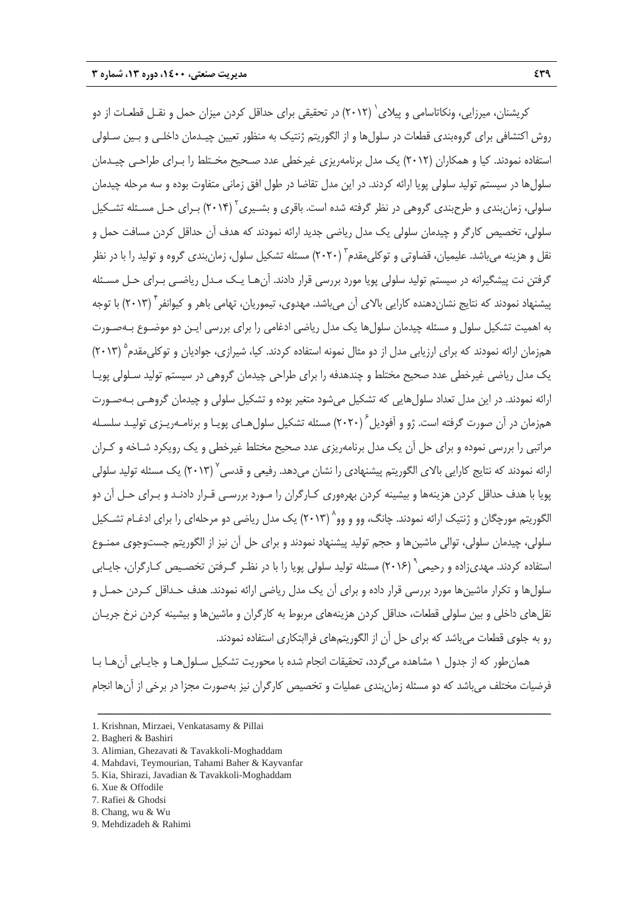کریشنان، میرزایی، ونکاتاسامی و پیلای[1] (۲۰۱۲) در تحقیقی برای حداقل کردن میزان حمل و نقـل قطعـات از دو روش اکتشافی برای گروه‌بندی قطعات در سلول‌ها و از الگوریتم ژنتیک به منظور تعیین چیـدمان داخلـی و بـین سـلولی استفاده نمودند. کیا و همکاران (۲۰۱۲) یک مدل برنامه‌ریزی غیرخطی عدد صـحیح مخـتلط را بـرای طراحـی چیـدمان سلول‌ها در سیستم تولید سلولی پویا ارائه کردند. در این مدل تقاضا در طول افق زمانی متفاوت بوده و سه مرحله چیدمان سلولی، زمان‌بندی و طرح‌بندی گروهی در نظر گرفته شده است. باقری و بشـیری[2] (۲۰۱۴) بـرای حـل مسـئله تشـکیل سلولی، تخصیص کارگر و چیدمان سلولی یک مدل ریاضی جدید ارائه نمودند که هدف آن حداقل کردن مسافت حمل و نقل و هزینه می‌باشد. علیمیان، قضاوتی و توکلی‌مقدم[3] (۲۰۲۰) مسئله تشکیل سلول، زمان‌بندی گروه و تولید را با در نظر گرفتن نت پیشگیرانه در سیستم تولید سلولی پویا مورد بررسی قرار دادند. آن‌هـا یـک مـدل ریاضـی بـرای حـل مسـئله پیشنهاد نمودند که نتایج نشان‌دهنده کارایی بالای آن می‌باشد. مهدوی، تیموریان، تهامی باهر و کیوانفر[4] (۲۰۱۳) با توجه به اهمیت تشکیل سلول و مسئله چیدمان سلول‌ها یک مدل ریاضی ادغامی را برای بررسی ایـن دو موضـوع بـه‌صـورت هم‌زمان ارائه نمودند که برای ارزیابی مدل از دو مثال نمونه استفاده کردند. کیا، شیرازی، جوادیان و توکلی‌مقدم[5] (۲۰۱۳) یک مدل ریاضی غیرخطی عدد صحیح مختلط و چندهدفه را برای طراحی چیدمان گروهی در سیستم تولید سـلولی پویـا ارائه نمودند. در این مدل تعداد سلول‌هایی که تشکیل می‌شود متغیر بوده و تشکیل سلولی و چیدمان گروهـی بـه‌صـورت هم‌زمان در آن صورت گرفته است. ژو و آفودیل[6] (۲۰۲۰) مسئله تشکیل سلول‌هـای پویـا و برنامـه‌ریـزی تولیـد سلسـله مراتبی را بررسی نموده و برای حل آن یک مدل برنامه‌ریزی عدد صحیح مختلط غیرخطی و یک رویکرد شـاخه و کـران ارائه نمودند که نتایج کارایی بالای الگوریتم پیشنهادی را نشان می‌دهد. رفیعی و قدسی[7] (۲۰۱۳) یک مسئله تولید سلولی پویا با هدف حداقل کردن هزینه‌ها و بیشینه کردن بهره‌وری کـارگران را مـورد بررسـی قـرار دادنـد و بـرای حـل آن دو الگوریتم مورچگان و ژنتیک ارائه نمودند. چانگ، وو و وو[8] (۲۰۱۳) یک مدل ریاضی دو مرحله‌ای را برای ادغـام تشـکیل سلولی، چیدمان سلولی، توالی ماشین‌ها و حجم تولید پیشنهاد نمودند و برای حل آن نیز از الگوریتم جست‌وجوی ممنـوع استفاده کردند. مهدی‌زاده و رحیمی[9] (۲۰۱۶) مسئله تولید سلولی پویا را با در نظـر گـرفتن تخصـیص کـارگران، جایـابی سلول‌ها و تکرار ماشین‌ها مورد بررسی قرار داده و برای آن یک مدل ریاضی ارائه نمودند. هدف حـداقل کـردن حمـل و نقل‌های داخلی و بین سلولی قطعات، حداقل کردن هزینه‌های مربوط به کارگران و ماشین‌ها و بیشینه کردن نرخ جریـان رو به جلوی قطعات می‌باشد که برای حل آن از الگوریتم‌های فراابتکاری استفاده نمودند.

همان‌طور که از جدول ۱ مشاهده می‌گردد، تحقیقات انجام شده با محوریت تشکیل سـلول‌هـا و جایـابی آن‌هـا بـا فرضیات مختلف می‌باشد که دو مسئله زمان‌بندی عملیات و تخصیص کارگران نیز به‌صورت مجزا در برخی از آن‌ها انجام

---

1. Krishnan, Mirzaei, Venkatasamy & Pillai
2. Bagheri & Bashiri
3. Alimian, Ghezavati & Tavakkoli-Moghaddam
4. Mahdavi, Teymourian, Tahami Baher & Kayvanfar
5. Kia, Shirazi, Javadian & Tavakkoli-Moghaddam
6. Xue & Offodile
7. Rafiei & Ghodsi
8. Chang, wu & Wu
9. Mehdizadeh & Rahimi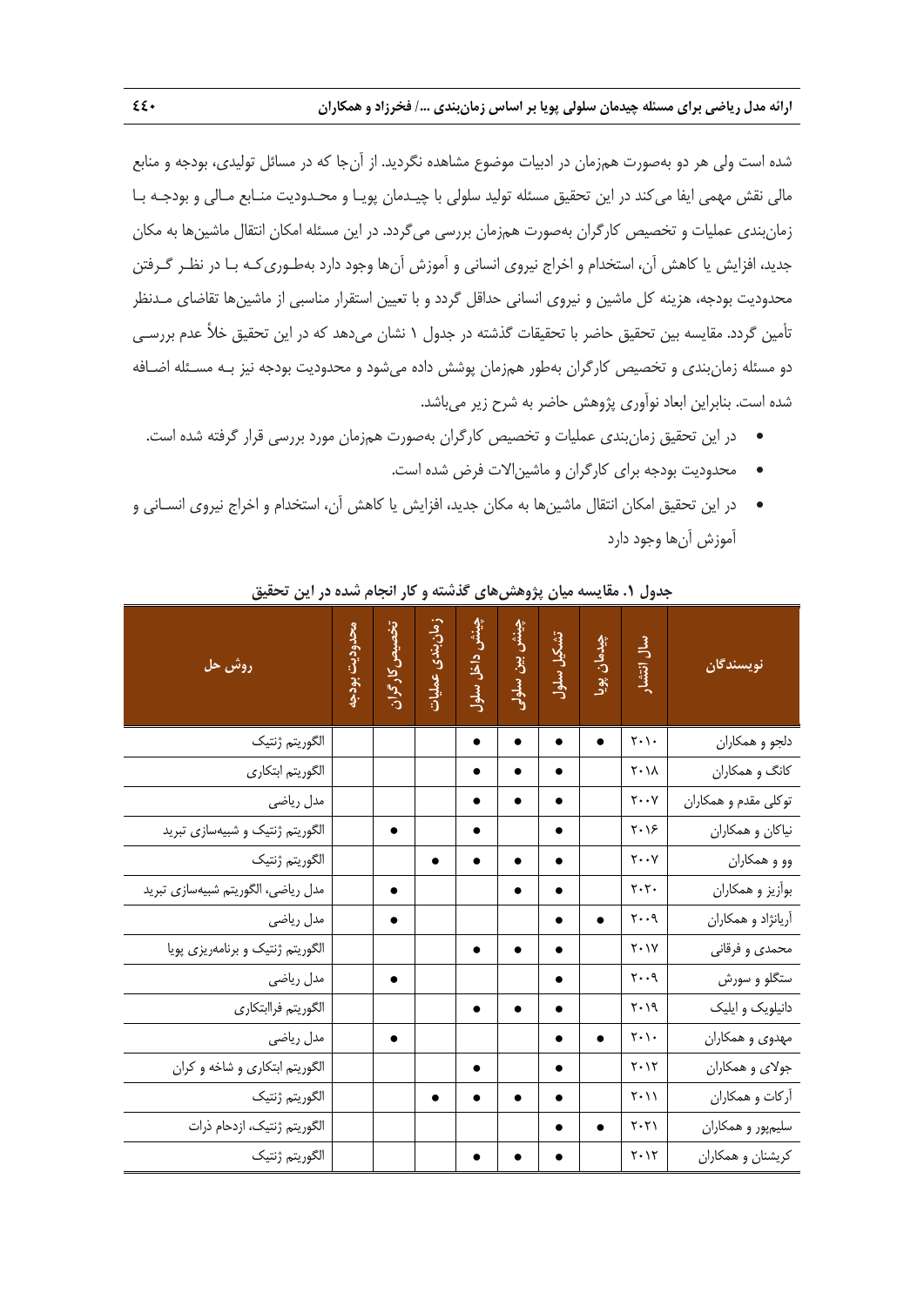شده است ولی هر دو به‌صورت هم‌زمان در ادبیات موضوع مشاهده نگردید. از آن‌جا که در مسائل تولیدی، بودجه و منابع مالی نقش مهمی ایفا می‌کند در این تحقیق مسئله تولید سلولی با چیدمان پویا و محدودیت منابع مالی و بودجه با زمان‌بندی عملیات و تخصیص کارگران به‌صورت هم‌زمان بررسی می‌گردد. در این مسئله امکان انتقال ماشین‌ها به مکان جدید، افزایش یا کاهش آن، استخدام و اخراج نیروی انسانی و آموزش آن‌ها وجود دارد به‌طوری‌که با در نظر گرفتن محدودیت بودجه، هزینه کل ماشین و نیروی انسانی حداقل گردد و با تعیین استقرار مناسبی از ماشین‌ها تقاضای مدنظر تأمین گردد. مقایسه بین تحقیق حاضر با تحقیقات گذشته در جدول ۱ نشان می‌دهد که در این تحقیق خلأ عدم بررسی دو مسئله زمان‌بندی و تخصیص کارگران به‌طور هم‌زمان پوشش داده می‌شود و محدودیت بودجه نیز به مسئله اضافه شده است. بنابراین ابعاد نوآوری پژوهش حاضر به شرح زیر می‌باشد.

- در این تحقیق زمان‌بندی عملیات و تخصیص کارگران به‌صورت هم‌زمان مورد بررسی قرار گرفته شده است.
- محدودیت بودجه برای کارگران و ماشین‌آلات فرض شده است.
- در این تحقیق امکان انتقال ماشین‌ها به مکان جدید، افزایش یا کاهش آن، استخدام و اخراج نیروی انسانی و آموزش آن‌ها وجود دارد

**جدول ۱. مقایسه میان پژوهش‌های گذشته و کار انجام شده در این تحقیق**

| نویسندگان | سال انتشار | چیدمان پویا | تشکیل سلول | چینش بین سلولی | چینش داخل سلول | زمان‌بندی عملیات | تخصیص کارگران | محدودیت بودجه | روش حل |
|---|---|---|---|---|---|---|---|---|---|
| دلجو و همکاران | ۲۰۱۰ | ● | ● | ● | ● | | | | الگوریتم ژنتیک |
| کانگ و همکاران | ۲۰۱۸ | | ● | ● | ● | | | | الگوریتم ابتکاری |
| توکلی مقدم و همکاران | ۲۰۰۷ | | ● | ● | ● | | | | مدل ریاضی |
| نیاکان و همکاران | ۲۰۱۶ | | ● | | ● | | ● | | الگوریتم ژنتیک و شبیه‌سازی تبرید |
| وو و همکاران | ۲۰۰۷ | | ● | ● | ● | ● | | | الگوریتم ژنتیک |
| بوآزیز و همکاران | ۲۰۲۰ | | ● | ● | | | ● | | مدل ریاضی، الگوریتم شبیه‌سازی تبرید |
| آریانژاد و همکاران | ۲۰۰۹ | ● | ● | | | | ● | | مدل ریاضی |
| محمدی و فرقانی | ۲۰۱۷ | | ● | ● | ● | | | | الگوریتم ژنتیک و برنامه‌ریزی پویا |
| ستگلو و سورش | ۲۰۰۹ | | ● | | | | ● | | مدل ریاضی |
| دانیلویک و ایلیک | ۲۰۱۹ | | ● | ● | ● | | | | الگوریتم فراابتکاری |
| مهدوی و همکاران | ۲۰۱۰ | ● | ● | | | | ● | | مدل ریاضی |
| جولای و همکاران | ۲۰۱۲ | | ● | | ● | | | | الگوریتم ابتکاری و شاخه و کران |
| آرکات و همکاران | ۲۰۱۱ | | ● | ● | ● | ● | | | الگوریتم ژنتیک |
| سلیم‌پور و همکاران | ۲۰۲۱ | ● | ● | | | | | | الگوریتم ژنتیک، ازدحام ذرات |
| کریشنان و همکاران | ۲۰۱۲ | | ● | ● | ● | | | | الگوریتم ژنتیک |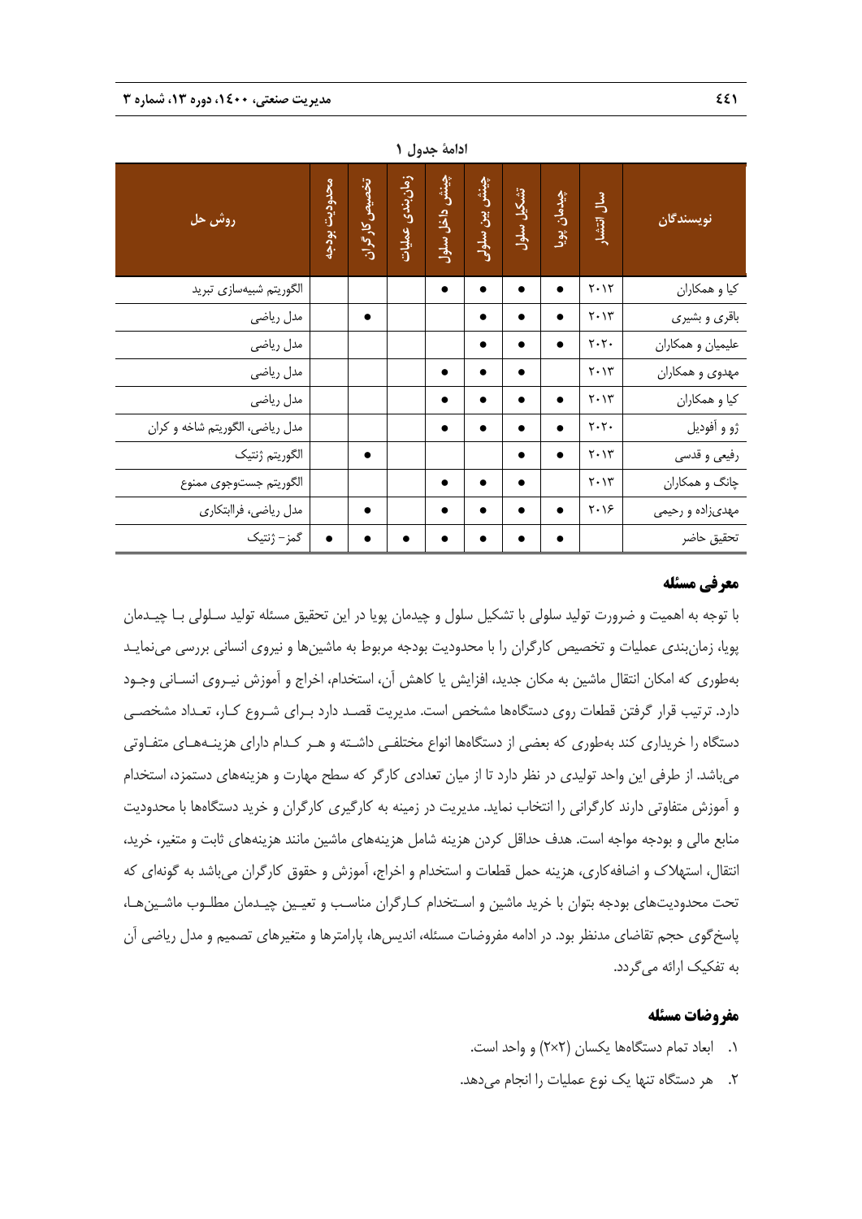ادامهٔ جدول ۱

| نویسندگان | سال انتشار | چیدمان پویا | تشکیل سلول | چینش بین سلولی | چینش داخل سلول | زمان‌بندی عملیات | تخصیص کارگران | محدودیت بودجه | روش حل |
|---|---|---|---|---|---|---|---|---|---|
| کیا و همکاران | ۲۰۱۲ | ● | ● | ● | ● | | | | الگوریتم شبیه‌سازی تبرید |
| باقری و بشیری | ۲۰۱۳ | ● | ● | ● | | | ● | | مدل ریاضی |
| علیمیان و همکاران | ۲۰۲۰ | ● | ● | ● | | | | | مدل ریاضی |
| مهدوی و همکاران | ۲۰۱۳ | | ● | ● | ● | | | | مدل ریاضی |
| کیا و همکاران | ۲۰۱۳ | ● | ● | ● | ● | | | | مدل ریاضی |
| ژو و آفودیل | ۲۰۲۰ | ● | ● | ● | ● | | | | مدل ریاضی، الگوریتم شاخه و کران |
| رفیعی و قدسی | ۲۰۱۳ | ● | ● | | | | ● | | الگوریتم ژنتیک |
| چانگ و همکاران | ۲۰۱۳ | | ● | ● | ● | | | | الگوریتم جست‌وجوی ممنوع |
| مهدی‌زاده و رحیمی | ۲۰۱۶ | ● | ● | ● | ● | | ● | | مدل ریاضی، فراابتکاری |
| تحقیق حاضر | | ● | ● | ● | ● | ● | ● | ● | گمز- ژنتیک |

## معرفی مسئله

با توجه به اهمیت و ضرورت تولید سلولی با تشکیل سلول و چیدمان پویا در این تحقیق مسئله تولید سلولی با چیدمان پویا، زمان‌بندی عملیات و تخصیص کارگران را با محدودیت بودجه مربوط به ماشین‌ها و نیروی انسانی بررسی می‌نماید به‌طوری که امکان انتقال ماشین به مکان جدید، افزایش یا کاهش آن، استخدام، اخراج و آموزش نیروی انسانی وجود دارد. ترتیب قرار گرفتن قطعات روی دستگاه‌ها مشخص است. مدیریت قصد دارد برای شروع کار، تعداد مشخصی دستگاه را خریداری کند به‌طوری که بعضی از دستگاه‌ها انواع مختلفی داشته و هر کدام دارای هزینه‌های متفاوتی می‌باشد. از طرفی این واحد تولیدی در نظر دارد تا از میان تعدادی کارگر که سطح مهارت و هزینه‌های دستمزد، استخدام و آموزش متفاوتی دارند کارگرانی را انتخاب نماید. مدیریت در زمینه به کارگیری کارگران و خرید دستگاه‌ها با محدودیت منابع مالی و بودجه مواجه است. هدف حداقل کردن هزینه شامل هزینه‌های ماشین مانند هزینه‌های ثابت و متغیر، خرید، انتقال، استهلاک و اضافه‌کاری، هزینه حمل قطعات و استخدام و اخراج، آموزش و حقوق کارگران می‌باشد به گونه‌ای که تحت محدودیت‌های بودجه بتوان با خرید ماشین و استخدام کارگران مناسب و تعیین چیدمان مطلوب ماشین‌ها، پاسخ‌گوی حجم تقاضای مدنظر بود. در ادامه مفروضات مسئله، اندیس‌ها، پارامترها و متغیرهای تصمیم و مدل ریاضی آن به تفکیک ارائه می‌گردد.

## مفروضات مسئله

۱. ابعاد تمام دستگاه‌ها یکسان (۲×۲) و واحد است.

۲. هر دستگاه تنها یک نوع عملیات را انجام می‌دهد.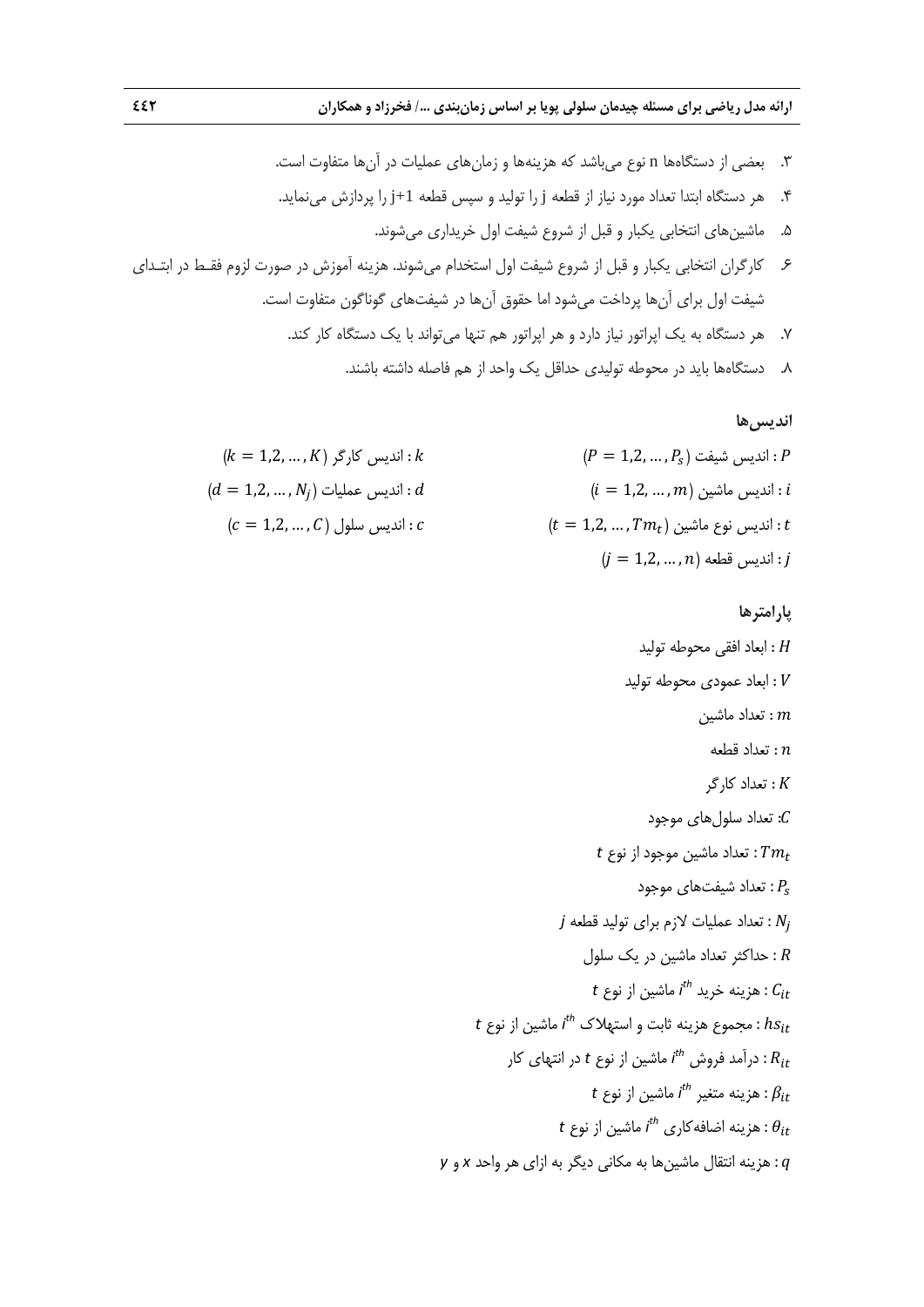۳. بعضی از دستگاه‌ها n نوع می‌باشد که هزینه‌ها و زمان‌های عملیات در آن‌ها متفاوت است.

۴. هر دستگاه ابتدا تعداد مورد نیاز از قطعه j را تولید و سپس قطعه j+1 را پردازش می‌نماید.

۵. ماشین‌های انتخابی یکبار و قبل از شروع شیفت اول خریداری می‌شوند.

۶. کارگران انتخابی یکبار و قبل از شروع شیفت اول استخدام می‌شوند. هزینه آموزش در صورت لزوم فقط در ابتدای شیفت اول برای آن‌ها پرداخت می‌شود اما حقوق آن‌ها در شیفت‌های گوناگون متفاوت است.

۷. هر دستگاه به یک اپراتور نیاز دارد و هر اپراتور هم تنها می‌تواند با یک دستگاه کار کند.

۸. دستگاه‌ها باید در محوطه تولیدی حداقل یک واحد از هم فاصله داشته باشند.

### اندیس‌ها

$P$ : اندیس شیفت $(P = 1,2, \ldots, P_s)$

$i$ : اندیس ماشین $(i = 1,2, \ldots, m)$

$t$ : اندیس نوع ماشین $(t = 1,2, \ldots, Tm_t)$

$j$ : اندیس قطعه $(j = 1,2, \ldots, n)$

$k$ : اندیس کارگر $(k = 1,2, \ldots, K)$

$d$ : اندیس عملیات $(d = 1,2, \ldots, N_j)$

$c$ : اندیس سلول $(c = 1,2, \ldots, C)$

### پارامترها

$H$ : ابعاد افقی محوطه تولید

$V$ : ابعاد عمودی محوطه تولید

$m$ : تعداد ماشین

$n$ : تعداد قطعه

$K$ : تعداد کارگر

$C$: تعداد سلول‌های موجود

$Tm_t$ : تعداد ماشین موجود از نوع $t$

$P_s$ : تعداد شیفت‌های موجود

$N_j$ : تعداد عملیات لازم برای تولید قطعه $j$

$R$ : حداکثر تعداد ماشین در یک سلول

$C_{it}$ : هزینه خرید $i^{th}$ ماشین از نوع $t$

$hs_{it}$ : مجموع هزینه ثابت و استهلاک $i^{th}$ ماشین از نوع $t$

$R_{it}$ : درآمد فروش $i^{th}$ ماشین از نوع $t$ در انتهای کار

$\beta_{it}$ : هزینه متغیر $i^{th}$ ماشین از نوع $t$

$\theta_{it}$ : هزینه اضافه‌کاری $i^{th}$ ماشین از نوع $t$

$q$ : هزینه انتقال ماشین‌ها به مکانی دیگر به ازای هر واحد $x$ و $y$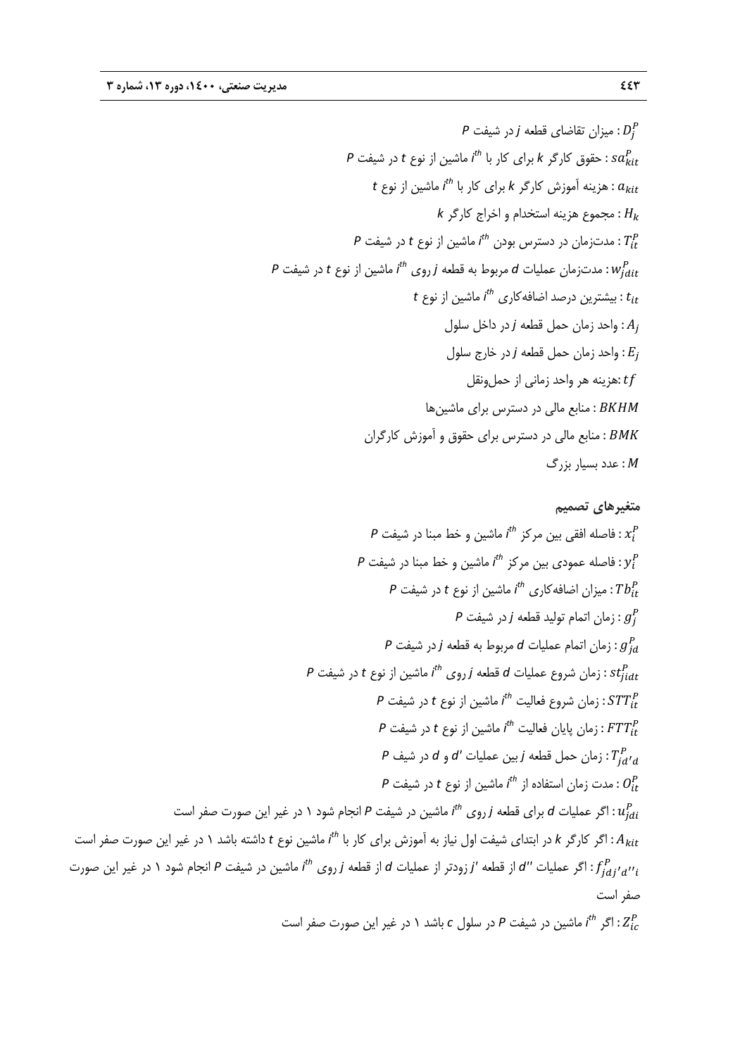$D_j^P$ : میزان تقاضای قطعه $j$ در شیفت $P$

$sa_{kit}^P$ : حقوق کارگر $k$ برای کار با $i^{th}$ ماشین از نوع $t$ در شیفت $P$

$a_{kit}$ : هزینه آموزش کارگر $k$ برای کار با $i^{th}$ ماشین از نوع $t$

$H_k$ : مجموع هزینه استخدام و اخراج کارگر $k$

$T_{it}^P$ : مدت‌زمان در دسترس بودن $i^{th}$ ماشین از نوع $t$ در شیفت $P$

$w_{jdit}^P$ : مدت‌زمان عملیات $d$ مربوط به قطعه $j$ روی $i^{th}$ ماشین از نوع $t$ در شیفت $P$

$t_{it}$ : بیشترین درصد اضافه‌کاری $i^{th}$ ماشین از نوع $t$

$A_j$ : واحد زمان حمل قطعه $j$ در داخل سلول

$E_j$ : واحد زمان حمل قطعه $j$ در خارج سلول

$tf$ :هزینه هر واحد زمانی از حمل‌ونقل

$BKHM$ : منابع مالی در دسترس برای ماشین‌ها

$BMK$ : منابع مالی در دسترس برای حقوق و آموزش کارگران

$M$ : عدد بسیار بزرگ

### متغیرهای تصمیم

$x_i^P$ : فاصله افقی بین مرکز $i^{th}$ ماشین و خط مبنا در شیفت $P$

$y_i^P$ : فاصله عمودی بین مرکز $i^{th}$ ماشین و خط مبنا در شیفت $P$

$Tb_{it}^P$ : میزان اضافه‌کاری $i^{th}$ ماشین از نوع $t$ در شیفت $P$

$g_j^P$ : زمان اتمام تولید قطعه $j$ در شیفت $P$

$g_{jd}^P$ : زمان اتمام عملیات $d$ مربوط به قطعه $j$ در شیفت $P$

$st_{jidt}^P$ : زمان شروع عملیات $d$ قطعه $j$ روی $i^{th}$ ماشین از نوع $t$ در شیفت $P$

$STT_{it}^P$ : زمان شروع فعالیت $i^{th}$ ماشین از نوع $t$ در شیفت $P$

$FTT_{it}^P$ : زمان پایان فعالیت $i^{th}$ ماشین از نوع $t$ در شیفت $P$

$T_{jd'd}^P$ : زمان حمل قطعه $j$ بین عملیات $d'$ و $d$ در شیف $P$

$O_{it}^P$ : مدت زمان استفاده از $i^{th}$ ماشین از نوع $t$ در شیفت $P$

$u_{jdi}^P$ : اگر عملیات $d$ برای قطعه $j$ روی $i^{th}$ ماشین در شیفت $P$ انجام شود ۱ در غیر این صورت صفر است

$A_{kit}$ : اگر کارگر $k$ در ابتدای شیفت اول نیاز به آموزش برای کار با $i^{th}$ ماشین نوع $t$ داشته باشد ۱ در غیر این صورت صفر است

$f_{jdj'd''i}^P$ : اگر عملیات $d''$ از قطعه $j'$ زودتر از عملیات $d$ از قطعه $j$ روی $i^{th}$ ماشین در شیفت $P$ انجام شود ۱ در غیر این صورت صفر است

$Z_{ic}^P$ : اگر $i^{th}$ ماشین در شیفت $P$ در سلول $c$ باشد ۱ در غیر این صورت صفر است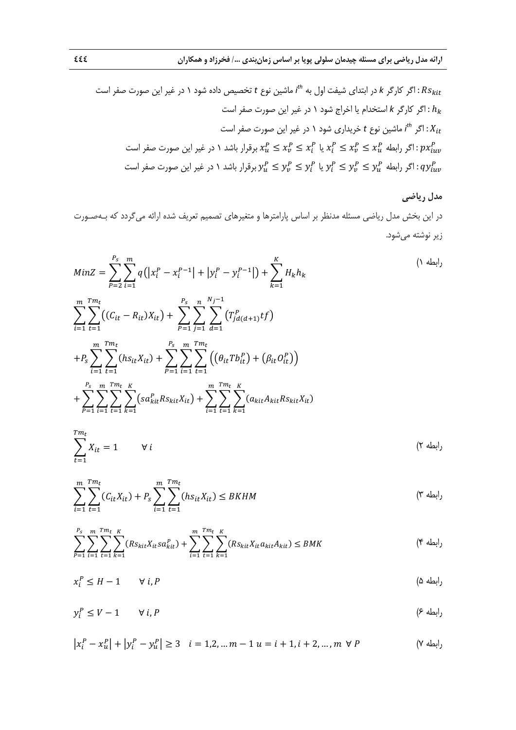$Rs_{kit}$: اگر کارگر $k$ در ابتدای شیفت اول به $i^{th}$ ماشین نوع $t$ تخصیص داده شود ۱ در غیر این صورت صفر است

$h_k$: اگر کارگر $k$ استخدام یا اخراج شود ۱ در غیر این صورت صفر است

$X_{it}$: اگر $i^{th}$ ماشین نوع $t$ خریداری شود ۱ در غیر این صورت صفر است

$px_{iuv}^{P}$: اگر رابطه $x_u^P \leq x_v^P \leq x_i^P$ یا $x_i^P \leq x_v^P \leq x_u^P$ برقرار باشد ۱ در غیر این صورت صفر است

$qy_{iuv}^{P}$: اگر رابطه $y_u^P \leq y_v^P \leq y_i^P$ یا $y_i^P \leq y_v^P \leq y_u^P$ برقرار باشد ۱ در غیر این صورت صفر است

## مدل ریاضی

در این بخش مدل ریاضی مسئله مدنظر بر اساس پارامترها و متغیرهای تصمیم تعریف شده ارائه می‌گردد که به‌صورت زیر نوشته می‌شود.

رابطه ۱)

$$MinZ = \sum_{P=2}^{P_s}\sum_{i=1}^{m} q\left(\left|x_i^P - x_i^{P-1}\right| + \left|y_i^P - y_i^{P-1}\right|\right) + \sum_{k=1}^{K} H_k h_k$$

$$\sum_{i=1}^{m}\sum_{t=1}^{Tm_t}\left((C_{it} - R_{it})X_{it}\right) + \sum_{P=1}^{P_s}\sum_{j=1}^{n}\sum_{d=1}^{N_j-1}\left(T_{jd(d+1)}^{P} tf\right)$$

$$+P_s\sum_{i=1}^{m}\sum_{t=1}^{Tm_t}\left(hs_{it}X_{it}\right) + \sum_{P=1}^{P_s}\sum_{i=1}^{m}\sum_{t=1}^{Tm_t}\left(\left(\theta_{it}Tb_{it}^{P}\right) + \left(\beta_{it}O_{it}^{P}\right)\right)$$

$$+\sum_{P=1}^{P_s}\sum_{i=1}^{m}\sum_{t=1}^{Tm_t}\sum_{k=1}^{K}\left(sa_{kit}^{P}Rs_{kit}X_{it}\right) + \sum_{i=1}^{m}\sum_{t=1}^{Tm_t}\sum_{k=1}^{K}\left(a_{kit}A_{kit}Rs_{kit}X_{it}\right)$$

رابطه ۲)

$$\sum_{t=1}^{Tm_t} X_{it} = 1 \qquad \forall\, i$$

رابطه ۳)

$$\sum_{i=1}^{m}\sum_{t=1}^{Tm_t}\left(C_{it}X_{it}\right) + P_s\sum_{i=1}^{m}\sum_{t=1}^{Tm_t}\left(hs_{it}X_{it}\right) \leq BKHM$$

رابطه ۴)

$$\sum_{P=1}^{P_s}\sum_{i=1}^{m}\sum_{t=1}^{Tm_t}\sum_{k=1}^{K}\left(Rs_{kit}X_{it}sa_{kit}^{P}\right) + \sum_{i=1}^{m}\sum_{t=1}^{Tm_t}\sum_{k=1}^{K}\left(Rs_{kit}X_{it}a_{kit}A_{kit}\right) \leq BMK$$

رابطه ۵)

$$x_i^P \leq H - 1 \qquad \forall\, i, P$$

رابطه ۶)

$$y_i^P \leq V - 1 \qquad \forall\, i, P$$

رابطه ۷)

$$\left|x_i^P - x_u^P\right| + \left|y_i^P - y_u^P\right| \geq 3 \quad i = 1,2,\dots m-1 \;\; u = i+1, i+2, \dots, m \;\; \forall\, P$$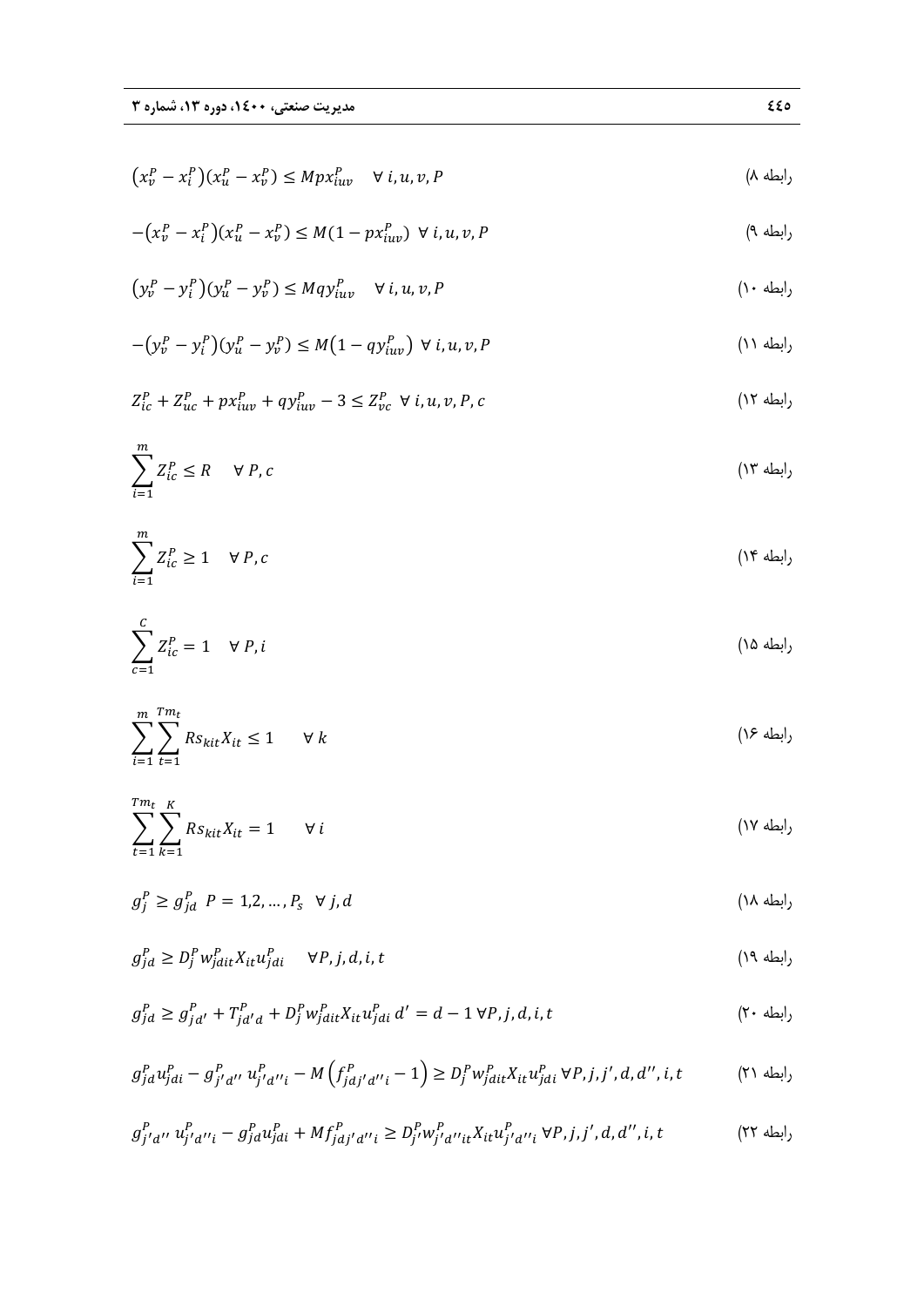$$\left(x_v^P - x_i^P\right)\left(x_u^P - x_v^P\right) \le Mpx_{iuv}^P \quad \forall\, i, u, v, P$$ رابطه ۸)

$$-\left(x_v^P - x_i^P\right)\left(x_u^P - x_v^P\right) \le M\left(1 - px_{iuv}^P\right) \ \forall\, i, u, v, P$$ رابطه ۹)

$$\left(y_v^P - y_i^P\right)\left(y_u^P - y_v^P\right) \le Mqy_{iuv}^P \quad \forall\, i, u, v, P$$ رابطه ۱۰)

$$-\left(y_v^P - y_i^P\right)\left(y_u^P - y_v^P\right) \le M\left(1 - qy_{iuv}^P\right) \ \forall\, i, u, v, P$$ رابطه ۱۱)

$$Z_{ic}^P + Z_{uc}^P + px_{iuv}^P + qy_{iuv}^P - 3 \le Z_{vc}^P \ \ \forall\, i, u, v, P, c$$ رابطه ۱۲)

$$\sum_{i=1}^{m} Z_{ic}^P \le R \quad \forall\, P, c$$ رابطه ۱۳)

$$\sum_{i=1}^{m} Z_{ic}^P \ge 1 \quad \forall\, P, c$$ رابطه ۱۴)

$$\sum_{c=1}^{C} Z_{ic}^P = 1 \quad \forall\, P, i$$ رابطه ۱۵)

$$\sum_{i=1}^{m} \sum_{t=1}^{Tm_t} Rs_{kit} X_{it} \le 1 \qquad \forall\, k$$ رابطه ۱۶)

$$\sum_{t=1}^{Tm_t} \sum_{k=1}^{K} Rs_{kit} X_{it} = 1 \qquad \forall\, i$$ رابطه ۱۷)

$$g_j^P \ge g_{jd}^P \ \ P = 1, 2, \ldots, P_s \ \ \forall\, j, d$$ رابطه ۱۸)

$$g_{jd}^P \ge D_j^P w_{jdit}^P X_{it} u_{jdi}^P \quad \forall P, j, d, i, t$$ رابطه ۱۹)

$$g_{jd}^P \ge g_{jd'}^P + T_{jd'd}^P + D_j^P w_{jdit}^P X_{it} u_{jdi}^P \ d' = d - 1 \ \forall P, j, d, i, t$$ رابطه ۲۰)

$$g_{jd}^P u_{jdi}^P - g_{j'd''}^P\, u_{j'd''i}^P - M\left(f_{jdj'd''i}^P - 1\right) \ge D_j^P w_{jdit}^P X_{it} u_{jdi}^P \ \forall P, j, j', d, d'', i, t$$ رابطه ۲۱)

$$g_{j'd''}^P\, u_{j'd''i}^P - g_{jd}^P u_{jdi}^P + Mf_{jdj'd''i}^P \ge D_{j'}^P w_{j'd''it}^P X_{it} u_{j'd''i}^P \ \forall P, j, j', d, d'', i, t$$ رابطه ۲۲)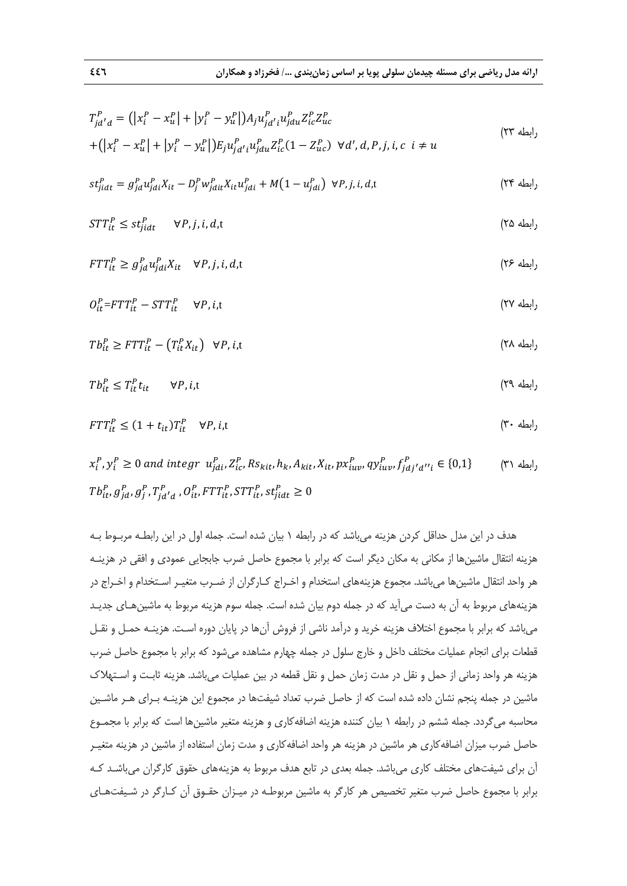$$T^P_{jd'd} = \left(|x^P_i - x^P_u| + |y^P_i - y^P_u|\right)A_j u^P_{jd'i} u^P_{jdu} Z^P_{ic} Z^P_{uc}$$
$$+\left(|x^P_i - x^P_u| + |y^P_i - y^P_u|\right)E_j u^P_{jd'i} u^P_{jdu} Z^P_{ic}\left(1 - Z^P_{uc}\right) \quad \forall d', d, P, j, i, c \;\; i \neq u \qquad \text{(رابطه ۲۳)}$$

$$st^P_{jidt} = g^P_{jd} u^P_{jdi} X_{it} - D^P_j w^P_{jdit} X_{it} u^P_{jdi} + M\left(1 - u^P_{jdi}\right) \quad \forall P, j, i, d, t \qquad \text{(رابطه ۲۴)}$$

$$STT^P_{it} \leq st^P_{jidt} \quad \forall P, j, i, d, t \qquad \text{(رابطه ۲۵)}$$

$$FTT^P_{it} \geq g^P_{jd} u^P_{jdi} X_{it} \quad \forall P, j, i, d, t \qquad \text{(رابطه ۲۶)}$$

$$O^P_{it} = FTT^P_{it} - STT^P_{it} \quad \forall P, i, t \qquad \text{(رابطه ۲۷)}$$

$$Tb^P_{it} \geq FTT^P_{it} - \left(T^P_{it} X_{it}\right) \quad \forall P, i, t \qquad \text{(رابطه ۲۸)}$$

$$Tb^P_{it} \leq T^P_{it} t_{it} \quad \forall P, i, t \qquad \text{(رابطه ۲۹)}$$

$$FTT^P_{it} \leq (1 + t_{it}) T^P_{it} \quad \forall P, i, t \qquad \text{(رابطه ۳۰)}$$

$$x^P_i, y^P_i \geq 0 \text{ and integr } u^P_{jdi}, Z^P_{ic}, Rs_{kit}, h_k, A_{kit}, X_{it}, px^P_{iuv}, qy^P_{iuv}, f^P_{jdj'd''i} \in \{0,1\}$$
$$Tb^P_{it}, g^P_{jd}, g^P_j, T^P_{jd'd}, O^P_{it}, FTT^P_{it}, STT^P_{it}, st^P_{jidt} \geq 0 \qquad \text{(رابطه ۳۱)}$$

هدف در این مدل حداقل کردن هزینه می‌باشد که در رابطه ۱ بیان شده است. جمله اول در این رابطـه مربـوط بـه هزینه انتقال ماشین‌ها از مکانی به مکان دیگر است که برابر با مجموع حاصل ضرب جابجایی عمودی و افقی در هزینـه هر واحد انتقال ماشین‌ها می‌باشد. مجموع هزینه‌های استخدام و اخـراج کـارگران از ضـرب متغیـر اسـتخدام و اخـراج در هزینه‌های مربوط به آن به دست می‌آید که در جمله دوم بیان شده است. جمله سوم هزینه مربوط به ماشین‌هـای جدیـد می‌باشد که برابر با مجموع اختلاف هزینه خرید و درآمد ناشی از فروش آن‌ها در پایان دوره اسـت. هزینـه حمـل و نقـل قطعات برای انجام عملیات مختلف داخل و خارج سلول در جمله چهارم مشاهده می‌شود که برابر با مجموع حاصل ضرب هزینه هر واحد زمانی از حمل و نقل در مدت زمان حمل و نقل قطعه در بین عملیات می‌باشد. هزینه ثابـت و اسـتهلاک ماشین در جمله پنجم نشان داده شده است که از حاصل ضرب تعداد شیفت‌ها در مجموع این هزینـه بـرای هـر ماشـین محاسبه می‌گردد. جمله ششم در رابطه ۱ بیان کننده هزینه اضافه‌کاری و هزینه متغیر ماشین‌ها است که برابر با مجمـوع حاصل ضرب میزان اضافه‌کاری هر ماشین در هزینه هر واحد اضافه‌کاری و مدت زمان استفاده از ماشین در هزینه متغیـر آن برای شیفت‌های مختلف کاری می‌باشد. جمله بعدی در تابع هدف مربوط به هزینه‌های حقوق کارگران می‌باشـد کـه برابر با مجموع حاصل ضرب متغیر تخصیص هر کارگر به ماشین مربوطـه در میـزان حقـوق آن کـارگر در شـیفت‌هـای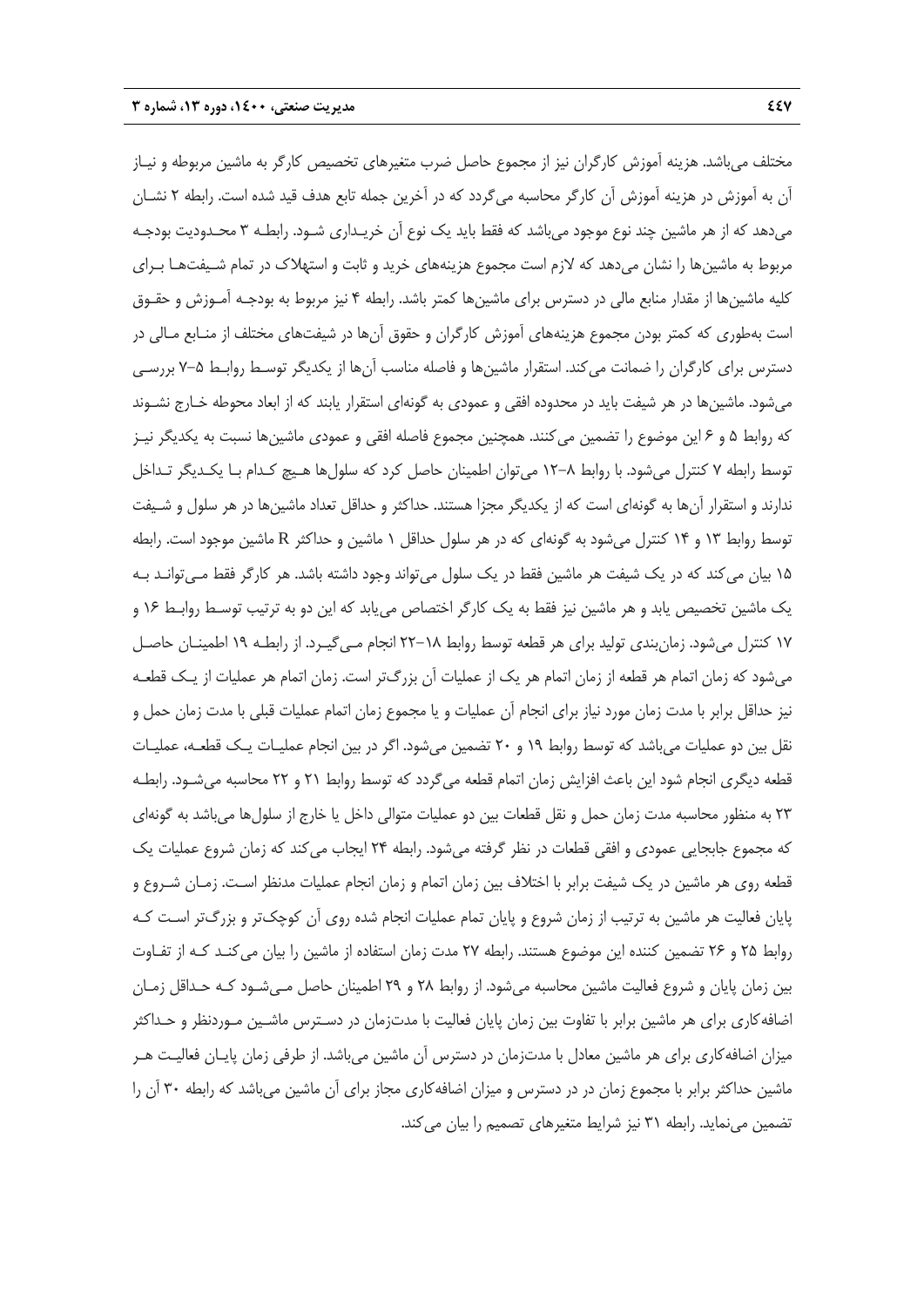مختلف می‌باشد. هزینه آموزش کارگران نیز از مجموع حاصل ضرب متغیرهای تخصیص کارگر به ماشین مربوطه و نیاز آن به آموزش در هزینه آموزش آن کارگر محاسبه می‌گردد که در آخرین جمله تابع هدف قید شده است. رابطه ۲ نشان می‌دهد که از هر ماشین چند نوع موجود می‌باشد که فقط باید یک نوع آن خریداری شود. رابطه ۳ محدودیت بودجه مربوط به ماشین‌ها را نشان می‌دهد که لازم است مجموع هزینه‌های خرید و ثابت و استهلاک در تمام شیفت‌ها برای کلیه ماشین‌ها از مقدار منابع مالی در دسترس برای ماشین‌ها کمتر باشد. رابطه ۴ نیز مربوط به بودجه آموزش و حقوق است به‌طوری که کمتر بودن مجموع هزینه‌های آموزش کارگران و حقوق آن‌ها در شیفت‌های مختلف از منابع مالی در دسترس برای کارگران را ضمانت می‌کند. استقرار ماشین‌ها و فاصله مناسب آن‌ها از یکدیگر توسط روابط ۵–۷ بررسی می‌شود. ماشین‌ها در هر شیفت باید در محدوده افقی و عمودی به گونه‌ای استقرار یابند که از ابعاد محوطه خارج نشوند که روابط ۵ و ۶ این موضوع را تضمین می‌کنند. همچنین مجموع فاصله افقی و عمودی ماشین‌ها نسبت به یکدیگر نیز توسط رابطه ۷ کنترل می‌شود. با روابط ۸–۱۲ می‌توان اطمینان حاصل کرد که سلول‌ها هیچ کدام با یکدیگر تداخل ندارند و استقرار آن‌ها به گونه‌ای است که از یکدیگر مجزا هستند. حداکثر و حداقل تعداد ماشین‌ها در هر سلول و شیفت توسط روابط ۱۳ و ۱۴ کنترل می‌شود به گونه‌ای که در هر سلول حداقل ۱ ماشین و حداکثر $R$ ماشین موجود است. رابطه ۱۵ بیان می‌کند که در یک شیفت هر ماشین فقط در یک سلول می‌تواند وجود داشته باشد. هر کارگر فقط می‌تواند به یک ماشین تخصیص یابد و هر ماشین نیز فقط به یک کارگر اختصاص می‌یابد که این دو به ترتیب توسط روابط ۱۶ و ۱۷ کنترل می‌شود. زمان‌بندی تولید برای هر قطعه توسط روابط ۱۸–۲۲ انجام می‌گیرد. از رابطه ۱۹ اطمینان حاصل می‌شود که زمان اتمام هر قطعه از زمان اتمام هر یک از عملیات آن بزرگ‌تر است. زمان اتمام هر عملیات از یک قطعه نیز حداقل برابر با مدت زمان مورد نیاز برای انجام آن عملیات و یا مجموع زمان اتمام عملیات قبلی با مدت زمان حمل و نقل بین دو عملیات می‌باشد که توسط روابط ۱۹ و ۲۰ تضمین می‌شود. اگر در بین انجام عملیات یک قطعه، عملیات قطعه دیگری انجام شود این باعث افزایش زمان اتمام قطعه می‌گردد که توسط روابط ۲۱ و ۲۲ محاسبه می‌شود. رابطه ۲۳ به منظور محاسبه مدت زمان حمل و نقل قطعات بین دو عملیات متوالی داخل یا خارج از سلول‌ها می‌باشد به گونه‌ای که مجموع جابجایی عمودی و افقی قطعات در نظر گرفته می‌شود. رابطه ۲۴ ایجاب می‌کند که زمان شروع عملیات یک قطعه روی هر ماشین در یک شیفت برابر با اختلاف بین زمان اتمام و زمان انجام عملیات مدنظر است. زمان شروع و پایان فعالیت هر ماشین به ترتیب از زمان شروع و پایان تمام عملیات انجام شده روی آن کوچک‌تر و بزرگ‌تر است که روابط ۲۵ و ۲۶ تضمین کننده این موضوع هستند. رابطه ۲۷ مدت زمان استفاده از ماشین را بیان می‌کند که از تفاوت بین زمان پایان و شروع فعالیت ماشین محاسبه می‌شود. از روابط ۲۸ و ۲۹ اطمینان حاصل می‌شود که حداقل زمان اضافه‌کاری برای هر ماشین برابر با تفاوت بین زمان پایان فعالیت با مدت‌زمان در دسترس ماشین موردنظر و حداکثر میزان اضافه‌کاری برای هر ماشین معادل با مدت‌زمان در دسترس آن ماشین می‌باشد. از طرفی زمان پایان فعالیت هر ماشین حداکثر برابر با مجموع زمان در در دسترس و میزان اضافه‌کاری مجاز برای آن ماشین می‌باشد که رابطه ۳۰ آن را تضمین می‌نماید. رابطه ۳۱ نیز شرایط متغیرهای تصمیم را بیان می‌کند.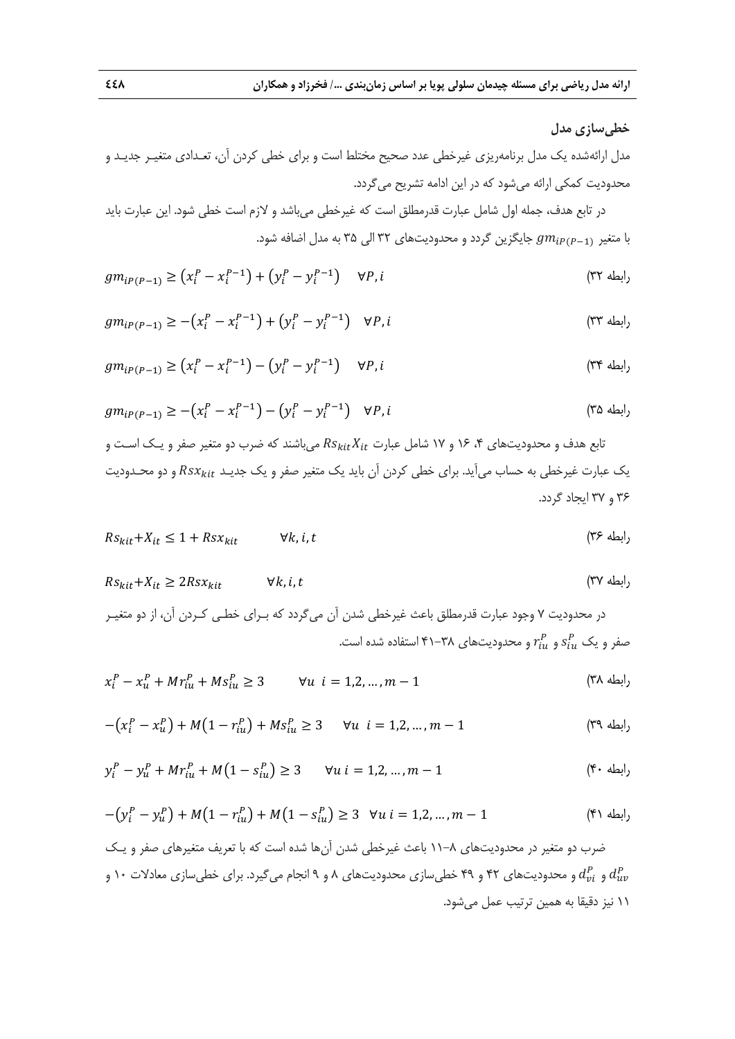### خطی‌سازی مدل

مدل ارائه‌شده یک مدل برنامه‌ریزی غیرخطی عدد صحیح مختلط است و برای خطی کردن آن، تعـدادی متغیـر جدیـد و محدودیت کمکی ارائه می‌شود که در این ادامه تشریح می‌گردد.

در تابع هدف، جمله اول شامل عبارت قدرمطلق است که غیرخطی می‌باشد و لازم است خطی شود. این عبارت باید با متغیر $gm_{iP(P-1)}$ جایگزین گردد و محدودیت‌های ۳۲ الی ۳۵ به مدل اضافه شود.

$$gm_{iP(P-1)} \geq \left(x_i^P - x_i^{P-1}\right) + \left(y_i^P - y_i^{P-1}\right) \quad \forall P, i \qquad \text{(رابطه ۳۲)}$$

$$gm_{iP(P-1)} \geq -\left(x_i^P - x_i^{P-1}\right) + \left(y_i^P - y_i^{P-1}\right) \quad \forall P, i \qquad \text{(رابطه ۳۳)}$$

$$gm_{iP(P-1)} \geq \left(x_i^P - x_i^{P-1}\right) - \left(y_i^P - y_i^{P-1}\right) \quad \forall P, i \qquad \text{(رابطه ۳۴)}$$

$$gm_{iP(P-1)} \geq -\left(x_i^P - x_i^{P-1}\right) - \left(y_i^P - y_i^{P-1}\right) \quad \forall P, i \qquad \text{(رابطه ۳۵)}$$

تابع هدف و محدودیت‌های ۴، ۱۶ و ۱۷ شامل عبارت $Rs_{kit}X_{it}$ می‌باشند که ضرب دو متغیر صفر و یـک اسـت و یک عبارت غیرخطی به حساب می‌آید. برای خطی کردن آن باید یک متغیر صفر و یک جدیـد $Rsx_{kit}$ و دو محـدودیت ۳۶ و ۳۷ ایجاد گردد.

$$Rs_{kit} + X_{it} \leq 1 + Rsx_{kit} \qquad \forall k, i, t \qquad \text{(رابطه ۳۶)}$$

$$Rs_{kit} + X_{it} \geq 2Rsx_{kit} \qquad \forall k, i, t \qquad \text{(رابطه ۳۷)}$$

در محدودیت ۷ وجود عبارت قدرمطلق باعث غیرخطی شدن آن می‌گردد که بـرای خطـی کـردن آن، از دو متغیـر صفر و یک $r_{iu}^P$ و $s_{iu}^P$ و محدودیت‌های ۳۸–۴۱ استفاده شده است.

$$x_i^P - x_u^P + Mr_{iu}^P + Ms_{iu}^P \geq 3 \qquad \forall u \;\; i = 1,2,\dots,m-1 \qquad \text{(رابطه ۳۸)}$$

$$-\left(x_i^P - x_u^P\right) + M\left(1 - r_{iu}^P\right) + Ms_{iu}^P \geq 3 \qquad \forall u \;\; i = 1,2,\dots,m-1 \qquad \text{(رابطه ۳۹)}$$

$$y_i^P - y_u^P + Mr_{iu}^P + M\left(1 - s_{iu}^P\right) \geq 3 \qquad \forall u \; i = 1,2,\dots,m-1 \qquad \text{(رابطه ۴۰)}$$

$$-\left(y_i^P - y_u^P\right) + M\left(1 - r_{iu}^P\right) + M\left(1 - s_{iu}^P\right) \geq 3 \quad \forall u \; i = 1,2,\dots,m-1 \qquad \text{(رابطه ۴۱)}$$

ضرب دو متغیر در محدودیت‌های ۸–۱۱ باعث غیرخطی شدن آن‌ها شده است که با تعریف متغیرهای صفر و یـک $d_{uv}^P$ و $d_{vi}^P$ و محدودیت‌های ۴۲ و ۴۹ خطی‌سازی محدودیت‌های ۸ و ۹ انجام می‌گیرد. برای خطی‌سازی معادلات ۱۰ و ۱۱ نیز دقیقا به همین ترتیب عمل می‌شود.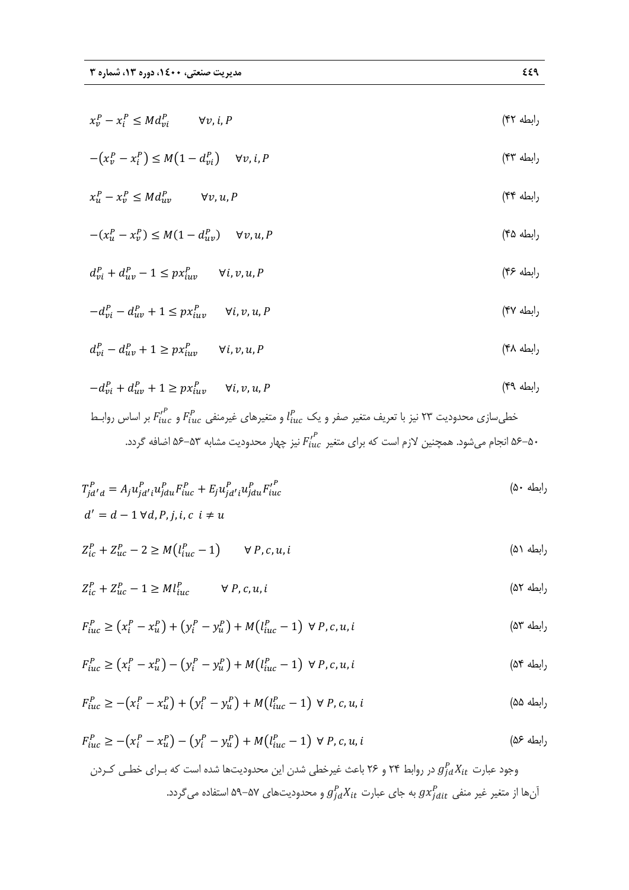$$x_v^P - x_i^P \leq M d_{vi}^P \qquad \forall v, i, P \tag{رابطه ۴۲}$$

$$-\left(x_v^P - x_i^P\right) \leq M\left(1 - d_{vi}^P\right) \quad \forall v, i, P \tag{رابطه ۴۳}$$

$$x_u^P - x_v^P \leq M d_{uv}^P \qquad \forall v, u, P \tag{رابطه ۴۴}$$

$$-(x_u^P - x_v^P) \leq M(1 - d_{uv}^P) \quad \forall v, u, P \tag{رابطه ۴۵}$$

$$d_{vi}^P + d_{uv}^P - 1 \leq px_{iuv}^P \qquad \forall i, v, u, P \tag{رابطه ۴۶}$$

$$-d_{vi}^P - d_{uv}^P + 1 \leq px_{iuv}^P \qquad \forall i, v, u, P \tag{رابطه ۴۷}$$

$$d_{vi}^P - d_{uv}^P + 1 \geq px_{iuv}^P \qquad \forall i, v, u, P \tag{رابطه ۴۸}$$

$$-d_{vi}^P + d_{uv}^P + 1 \geq px_{iuv}^P \qquad \forall i, v, u, P \tag{رابطه ۴۹}$$

خطی‌سازی محدودیت ۲۳ نیز با تعریف متغیر صفر و یک $l_{iuc}^P$ و متغیرهای غیرمنفی $F_{iuc}^P$ و $F_{iuc}'^P$ بر اساس روابط ۵۰–۵۶ انجام می‌شود. همچنین لازم است که برای متغیر $F_{iuc}'^P$ نیز چهار محدودیت مشابه ۵۳–۵۶ اضافه گردد.

$$T_{jd'd}^P = A_j u_{jd'i}^P u_{jdu}^P F_{iuc}^P + E_j u_{jd'i}^P u_{jdu}^P F_{iuc}'^P \tag{رابطه ۵۰}$$

$$d' = d - 1 \; \forall d, P, j, i, c \;\; i \neq u$$

$$Z_{ic}^P + Z_{uc}^P - 2 \geq M\left(l_{iuc}^P - 1\right) \qquad \forall\, P, c, u, i \tag{رابطه ۵۱}$$

$$Z_{ic}^P + Z_{uc}^P - 1 \geq M l_{iuc}^P \qquad \forall\, P, c, u, i \tag{رابطه ۵۲}$$

$$F_{iuc}^P \geq \left(x_i^P - x_u^P\right) + \left(y_i^P - y_u^P\right) + M\left(l_{iuc}^P - 1\right) \;\; \forall\, P, c, u, i \tag{رابطه ۵۳}$$

$$F_{iuc}^P \geq \left(x_i^P - x_u^P\right) - \left(y_i^P - y_u^P\right) + M\left(l_{iuc}^P - 1\right) \;\; \forall\, P, c, u, i \tag{رابطه ۵۴}$$

$$F_{iuc}^P \geq -\left(x_i^P - x_u^P\right) + \left(y_i^P - y_u^P\right) + M\left(l_{iuc}^P - 1\right) \;\; \forall\, P, c, u, i \tag{رابطه ۵۵}$$

$$F_{iuc}^P \geq -\left(x_i^P - x_u^P\right) - \left(y_i^P - y_u^P\right) + M\left(l_{iuc}^P - 1\right) \;\; \forall\, P, c, u, i \tag{رابطه ۵۶}$$

وجود عبارت $g_{jd}^P X_{it}$ در روابط ۲۴ و ۲۶ باعث غیرخطی شدن این محدودیت‌ها شده است که بـرای خطـی کـردن آن‌ها از متغیر غیر منفی $gx_{jdit}^P$ به جای عبارت $g_{jd}^P X_{it}$ و محدودیت‌های ۵۷–۵۹ استفاده می‌گردد.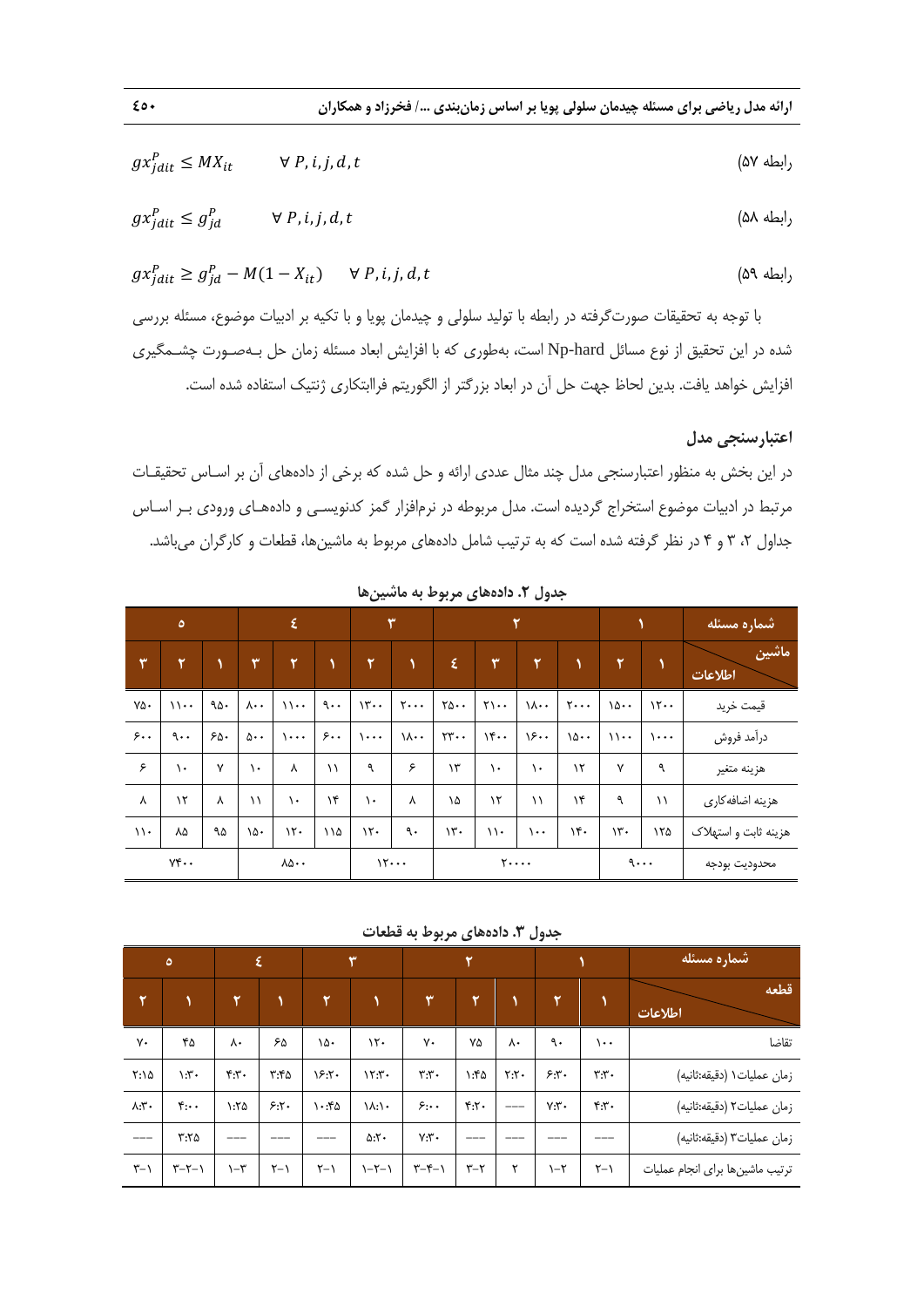$$gx_{jdit}^{P} \leq MX_{it} \qquad \forall\, P, i, j, d, t$$ رابطه ۵۷)

$$gx_{jdit}^{P} \leq g_{jd}^{P} \qquad \forall\, P, i, j, d, t$$ رابطه ۵۸)

$$gx_{jdit}^{P} \geq g_{jd}^{P} - M(1 - X_{it}) \qquad \forall\, P, i, j, d, t$$ رابطه ۵۹)

با توجه به تحقیقات صورت‌گرفته در رابطه با تولید سلولی و چیدمان پویا و با تکیه بر ادبیات موضوع، مسئله بررسی شده در این تحقیق از نوع مسائل Np-hard است، به‌طوری که با افزایش ابعاد مسئله زمان حل به‌صورت چشمگیری افزایش خواهد یافت. بدین لحاظ جهت حل آن در ابعاد بزرگتر از الگوریتم فراابتکاری ژنتیک استفاده شده است.

## اعتبارسنجی مدل

در این بخش به منظور اعتبارسنجی مدل چند مثال عددی ارائه و حل شده که برخی از داده‌های آن بر اساس تحقیقات مرتبط در ادبیات موضوع استخراج گردیده است. مدل مربوطه در نرم‌افزار گمز کدنویسی و داده‌های ورودی بر اساس جداول ۲، ۳ و ۴ در نظر گرفته شده است که به ترتیب شامل داده‌های مربوط به ماشین‌ها، قطعات و کارگران می‌باشد.

**جدول ۲. داده‌های مربوط به ماشین‌ها**

| شماره مسئله | ۱ | | ۲ | | | | ۳ | | ٤ | | | ٥ | | |
|---|---|---|---|---|---|---|---|---|---|---|---|---|---|---|
| اطلاعات / ماشین | ۱ | ۲ | ۱ | ۲ | ۳ | ٤ | ۱ | ۲ | ۱ | ۲ | ۳ | ۱ | ۲ | ۳ |
| قیمت خرید | ۱۲۰۰ | ۱۵۰۰ | ۲۰۰۰ | ۱۸۰۰ | ۲۱۰۰ | ۲۵۰۰ | ۲۰۰۰ | ۱۳۰۰ | ۹۰۰ | ۱۱۰۰ | ۸۰۰ | ۹۵۰ | ۱۱۰۰ | ۷۵۰ |
| درآمد فروش | ۱۰۰۰ | ۱۱۰۰ | ۱۵۰۰ | ۱۶۰۰ | ۱۴۰۰ | ۲۳۰۰ | ۱۸۰۰ | ۱۰۰۰ | ۶۰۰ | ۱۰۰۰ | ۵۰۰ | ۶۵۰ | ۹۰۰ | ۶۰۰ |
| هزینه متغیر | ۹ | ۷ | ۱۲ | ۱۰ | ۱۰ | ۱۳ | ۶ | ۹ | ۱۱ | ۸ | ۱۰ | ۷ | ۱۰ | ۶ |
| هزینه اضافه‌کاری | ۱۱ | ۹ | ۱۴ | ۱۱ | ۱۲ | ۱۵ | ۸ | ۱۰ | ۱۴ | ۱۰ | ۱۱ | ۸ | ۱۲ | ۸ |
| هزینه ثابت و استهلاک | ۱۲۵ | ۱۳۰ | ۱۴۰ | ۱۰۰ | ۱۱۰ | ۱۳۰ | ۹۰ | ۱۲۰ | ۱۱۵ | ۱۲۰ | ۱۵۰ | ۹۵ | ۸۵ | ۱۱۰ |
| محدودیت بودجه | ۹۰۰۰ | | ۲۰۰۰۰ | | | | ۱۲۰۰۰ | | ۸۵۰۰ | | | ۷۴۰۰ | | |

**جدول ۳. داده‌های مربوط به قطعات**

| شماره مسئله | ۱ | | ۲ | | | ۳ | | ٤ | | ٥ | |
|---|---|---|---|---|---|---|---|---|---|---|---|
| اطلاعات / قطعه | ۱ | ۲ | ۱ | ۲ | ۳ | ۱ | ۲ | ۱ | ۲ | ۱ | ۲ |
| تقاضا | ۱۰۰ | ۹۰ | ۸۰ | ۷۵ | ۷۰ | ۱۲۰ | ۱۵۰ | ۶۵ | ۸۰ | ۴۵ | ۷۰ |
| زمان عملیات۱ (دقیقه:ثانیه) | ۳:۳۰ | ۶:۳۰ | ۲:۲۰ | ۱:۴۵ | ۳:۳۰ | ۱۲:۳۰ | ۱۶:۲۰ | ۳:۴۵ | ۴:۳۰ | ۱:۳۰ | ۲:۱۵ |
| زمان عملیات۲ (دقیقه:ثانیه) | ۴:۳۰ | ۷:۳۰ | --- | ۴:۲۰ | ۶:۰۰ | ۱۸:۱۰ | ۱۰:۴۵ | ۶:۲۰ | ۱:۲۵ | ۴:۰۰ | ۸:۳۰ |
| زمان عملیات۳ (دقیقه:ثانیه) | --- | --- | --- | --- | ۷:۳۰ | ۵:۲۰ | --- | --- | --- | ۳:۲۵ | --- |
| ترتیب ماشین‌ها برای انجام عملیات | ۱-۲ | ۲-۱ | ۲ | ۲-۳ | ۱-۴-۳ | ۱-۲-۱ | ۱-۲ | ۱-۲ | ۳-۱ | ۱-۲-۳ | ۱-۳ |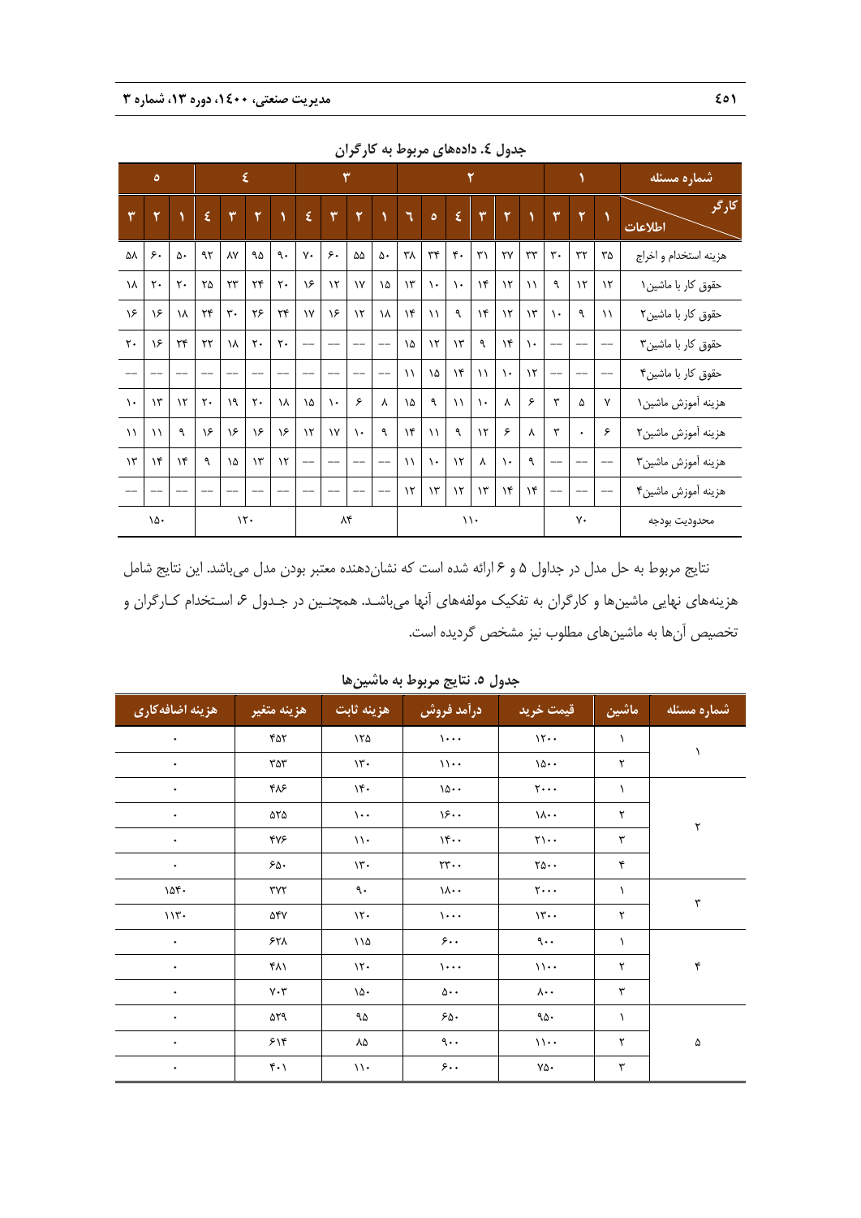**جدول ٤. داده‌های مربوط به کارگران**

| شماره مسئله | ۱ | | | ۲ | | | | | | ۳ | | | | ۴ | | | | ۵ | | |
|---|---|---|---|---|---|---|---|---|---|---|---|---|---|---|---|---|---|---|---|---|
| اطلاعات / کارگر | ۱ | ۲ | ۳ | ۱ | ۲ | ۳ | ۴ | ۵ | ۶ | ۱ | ۲ | ۳ | ۴ | ۱ | ۲ | ۳ | ۴ | ۱ | ۲ | ۳ |
| هزینه استخدام و اخراج | ۳۵ | ۳۲ | ۳۰ | ۳۳ | ۲۷ | ۳۱ | ۴۰ | ۳۴ | ۳۸ | ۵۰ | ۵۵ | ۶۰ | ۷۰ | ۹۰ | ۹۵ | ۸۷ | ۹۲ | ۵۰ | ۶۰ | ۵۸ |
| حقوق کار با ماشین۱ | ۱۲ | ۱۲ | ۹ | ۱۱ | ۱۲ | ۱۴ | ۱۰ | ۱۰ | ۱۳ | ۱۵ | ۱۷ | ۱۲ | ۱۶ | ۲۰ | ۲۴ | ۲۳ | ۲۵ | ۲۰ | ۲۰ | ۱۸ |
| حقوق کار با ماشین۲ | ۱۱ | ۹ | ۱۰ | ۱۳ | ۱۲ | ۱۴ | ۹ | ۱۱ | ۱۴ | ۱۸ | ۱۲ | ۱۶ | ۱۷ | ۲۴ | ۲۶ | ۳۰ | ۲۴ | ۱۸ | ۱۶ | ۱۶ |
| حقوق کار با ماشین۳ | -- | -- | -- | ۱۰ | ۱۴ | ۹ | ۱۳ | ۱۲ | ۱۵ | -- | -- | -- | -- | ۲۰ | ۲۰ | ۱۸ | ۲۲ | ۲۴ | ۱۶ | ۲۰ |
| حقوق کار با ماشین۴ | -- | -- | -- | ۱۲ | ۱۰ | ۱۱ | ۱۴ | ۱۵ | ۱۱ | -- | -- | -- | -- | -- | -- | -- | -- | -- | -- | -- |
| هزینه آموزش ماشین۱ | ۷ | ۵ | ۳ | ۶ | ۸ | ۱۰ | ۱۱ | ۹ | ۱۵ | ۸ | ۶ | ۱۰ | ۱۵ | ۱۸ | ۲۰ | ۱۹ | ۲۰ | ۱۲ | ۱۳ | ۱۰ |
| هزینه آموزش ماشین۲ | ۶ | ۰ | ۳ | ۸ | ۶ | ۱۲ | ۹ | ۱۱ | ۱۴ | ۹ | ۱۰ | ۱۷ | ۱۲ | ۱۶ | ۱۶ | ۱۶ | ۱۶ | ۹ | ۱۱ | ۱۱ |
| هزینه آموزش ماشین۳ | -- | -- | -- | ۹ | ۱۰ | ۸ | ۱۲ | ۱۰ | ۱۱ | -- | -- | -- | -- | ۱۲ | ۱۳ | ۱۵ | ۹ | ۱۴ | ۱۴ | ۱۳ |
| هزینه آموزش ماشین۴ | -- | -- | -- | ۱۴ | ۱۴ | ۱۳ | ۱۲ | ۱۳ | ۱۲ | -- | -- | -- | -- | -- | -- | -- | -- | -- | -- | -- |
| محدودیت بودجه | ۷۰ | | | ۱۱۰ | | | | | | ۸۴ | | | | ۱۲۰ | | | | ۱۵۰ | | |

نتایج مربوط به حل مدل در جداول ۵ و ۶ ارائه شده است که نشان‌دهنده معتبر بودن مدل می‌باشد. این نتایج شامل هزینه‌های نهایی ماشین‌ها و کارگران به تفکیک مولفه‌های آنها می‌باشد. همچنین در جدول ۶ استخدام کارگران و تخصیص آن‌ها به ماشین‌های مطلوب نیز مشخص گردیده است.

**جدول ۵. نتایج مربوط به ماشین‌ها**

| شماره مسئله | ماشین | قیمت خرید | درآمد فروش | هزینه ثابت | هزینه متغیر | هزینه اضافه‌کاری |
|---|---|---|---|---|---|---|
| ۱ | ۱ | ۱۲۰۰ | ۱۰۰۰ | ۱۲۵ | ۴۵۲ | ۰ |
| | ۲ | ۱۵۰۰ | ۱۱۰۰ | ۱۳۰ | ۳۵۳ | ۰ |
| ۲ | ۱ | ۲۰۰۰ | ۱۵۰۰ | ۱۴۰ | ۴۸۶ | ۰ |
| | ۲ | ۱۸۰۰ | ۱۶۰۰ | ۱۰۰ | ۵۲۵ | ۰ |
| | ۳ | ۲۱۰۰ | ۱۴۰۰ | ۱۱۰ | ۴۷۶ | ۰ |
| | ۴ | ۲۵۰۰ | ۲۳۰۰ | ۱۳۰ | ۶۵۰ | ۰ |
| ۳ | ۱ | ۲۰۰۰ | ۱۸۰۰ | ۹۰ | ۳۷۲ | ۱۵۴۰ |
| | ۲ | ۱۳۰۰ | ۱۰۰۰ | ۱۲۰ | ۵۴۷ | ۱۱۳۰ |
| ۴ | ۱ | ۹۰۰ | ۶۰۰ | ۱۱۵ | ۶۲۸ | ۰ |
| | ۲ | ۱۱۰۰ | ۱۰۰۰ | ۱۲۰ | ۴۸۱ | ۰ |
| | ۳ | ۸۰۰ | ۵۰۰ | ۱۵۰ | ۷۰۳ | ۰ |
| ۵ | ۱ | ۹۵۰ | ۶۵۰ | ۹۵ | ۵۲۹ | ۰ |
| | ۲ | ۱۱۰۰ | ۹۰۰ | ۸۵ | ۶۱۴ | ۰ |
| | ۳ | ۷۵۰ | ۶۰۰ | ۱۱۰ | ۴۰۱ | ۰ |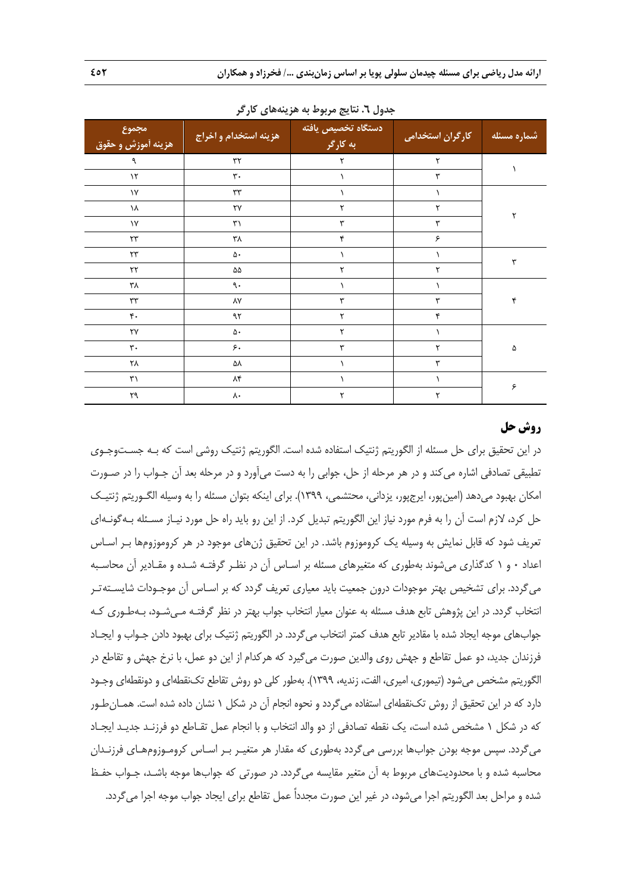جدول ٦. نتایج مربوط به هزینه‌های کارگر

| شماره مسئله | کارگران استخدامی | دستگاه تخصیص یافته به کارگر | هزینه استخدام و اخراج | مجموع هزینه آموزش و حقوق |
|---|---|---|---|---|
| ١ | ٢ | ٢ | ٣٢ | ٩ |
| | ٣ | ١ | ٣٠ | ١٢ |
| ٢ | ١ | ١ | ٣٣ | ١٧ |
| | ٢ | ٢ | ٢٧ | ١٨ |
| | ٣ | ٣ | ٣١ | ١٧ |
| | ۶ | ۴ | ٣٨ | ٢٣ |
| ٣ | ١ | ١ | ۵٠ | ٢٣ |
| | ٢ | ٢ | ۵۵ | ٢٢ |
| ۴ | ١ | ١ | ٩٠ | ٣٨ |
| | ٣ | ٣ | ٨٧ | ٣٣ |
| | ۴ | ٢ | ٩٢ | ۴٠ |
| ۵ | ١ | ٢ | ۵٠ | ٢٧ |
| | ٢ | ٣ | ۶٠ | ٣٠ |
| | ٣ | ١ | ۵٨ | ٢٨ |
| ۶ | ١ | ١ | ٨۴ | ٣١ |
| | ٢ | ٢ | ٨٠ | ٢٩ |

## روش حل

در این تحقیق برای حل مسئله از الگوریتم ژنتیک استفاده شده است. الگوریتم ژنتیک روشی است که بـه جسـت‌وجـوی تطبیقی تصادفی اشاره می‌کند و در هر مرحله از حل، جوابی را به دست می‌آورد و در مرحله بعد آن جـواب را در صـورت امکان بهبود می‌دهد (امین‌پور، ایرج‌پور، یزدانی، محتشمی، ١٣٩٩). برای اینکه بتوان مسئله را به وسیله الگـوریتم ژنتیـک حل کرد، لازم است آن را به فرم مورد نیاز این الگوریتم تبدیل کرد. از این رو باید راه حل مورد نیـاز مسـئله بـه‌گونـه‌ای تعریف شود که قابل نمایش به وسیله یک کروموزوم باشد. در این تحقیق ژن‌های موجود در هر کروموزوم‌ها بـر اسـاس اعداد ٠ و ١ کدگذاری می‌شوند به‌طوری که متغیرهای مسئله بر اسـاس آن در نظـر گرفتـه شـده و مقـادیر آن محاسـبه می‌گردد. برای تشخیص بهتر موجودات درون جمعیت باید معیاری تعریف گردد که بر اسـاس آن موجـودات شایسـته‌تـر انتخاب گردد. در این پژوهش تابع هدف مسئله به عنوان معیار انتخاب جواب بهتر در نظر گرفتـه مـی‌شـود، بـه‌طـوری کـه جواب‌های موجه ایجاد شده با مقادیر تابع هدف کمتر انتخاب می‌گردد. در الگوریتم ژنتیک برای بهبود دادن جـواب و ایجـاد فرزندان جدید، دو عمل تقاطع و جهش روی والدین صورت می‌گیرد که هرکدام از این دو عمل، با نرخ جهش و تقاطع در الگوریتم مشخص می‌شود (تیموری، امیری، الفت، زندیه، ١٣٩٩). به‌طور کلی دو روش تقاطع تک‌نقطه‌ای و دونقطه‌ای وجـود دارد که در این تحقیق از روش تک‌نقطه‌ای استفاده می‌گردد و نحوه انجام آن در شکل ١ نشان داده شده است. همـان‌طـور که در شکل ١ مشخص شده است، یک نقطه تصادفی از دو والد انتخاب و با انجام عمل تقـاطع دو فرزنـد جدیـد ایجـاد می‌گردد. سپس موجه بودن جواب‌ها بررسی می‌گردد به‌طوری که مقدار هر متغیـر بـر اسـاس کرومـوزوم‌هـای فرزنـدان محاسبه شده و با محدودیت‌های مربوط به آن متغیر مقایسه می‌گردد. در صورتی که جواب‌ها موجه باشـد، جـواب حفـظ شده و مراحل بعد الگوریتم اجرا می‌شود، در غیر این صورت مجدداً عمل تقاطع برای ایجاد جواب موجه اجرا می‌گردد.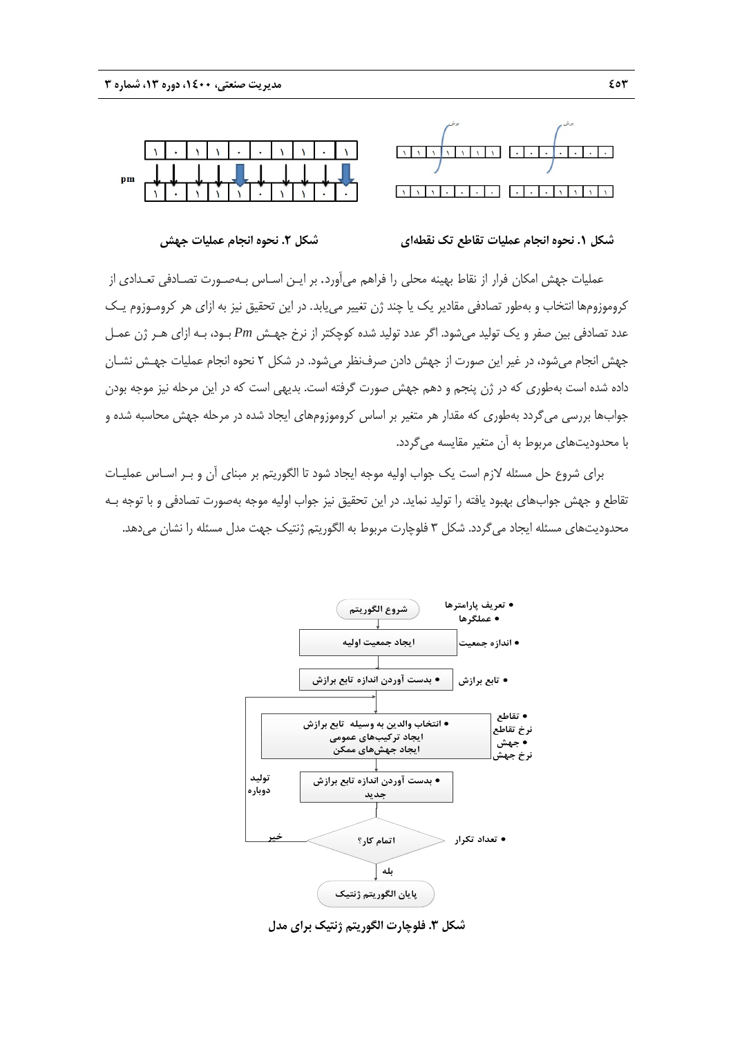شکل ۱. نحوه انجام عملیات تقاطع تک نقطه‌ای

شکل ۲. نحوه انجام عملیات جهش

عملیات جهش امکان فرار از نقاط بهینه محلی را فراهم می‌آورد. بر این اساس به‌صورت تصادفی تعدادی از کروموزوم‌ها انتخاب و به‌طور تصادفی مقادیر یک یا چند ژن تغییر می‌یابد. در این تحقیق نیز به ازای هر کروموزوم یک عدد تصادفی بین صفر و یک تولید می‌شود. اگر عدد تولید شده کوچکتر از نرخ جهش $Pm$ بود، به ازای هر ژن عمل جهش انجام می‌شود، در غیر این صورت از جهش دادن صرف‌نظر می‌شود. در شکل ۲ نحوه انجام عملیات جهش نشان داده شده است به‌طوری که در ژن پنجم و دهم جهش صورت گرفته است. بدیهی است که در این مرحله نیز موجه بودن جواب‌ها بررسی می‌گردد به‌طوری که مقدار هر متغیر بر اساس کروموزوم‌های ایجاد شده در مرحله جهش محاسبه شده و با محدودیت‌های مربوط به آن متغیر مقایسه می‌گردد.

برای شروع حل مسئله لازم است یک جواب اولیه موجه ایجاد شود تا الگوریتم بر مبنای آن و بر اساس عملیات تقاطع و جهش جواب‌های بهبود یافته را تولید نماید. در این تحقیق نیز جواب اولیه موجه به‌صورت تصادفی و با توجه به محدودیت‌های مسئله ایجاد می‌گردد. شکل ۳ فلوچارت مربوط به الگوریتم ژنتیک جهت مدل مسئله را نشان می‌دهد.

شکل ۳. فلوچارت الگوریتم ژنتیک برای مدل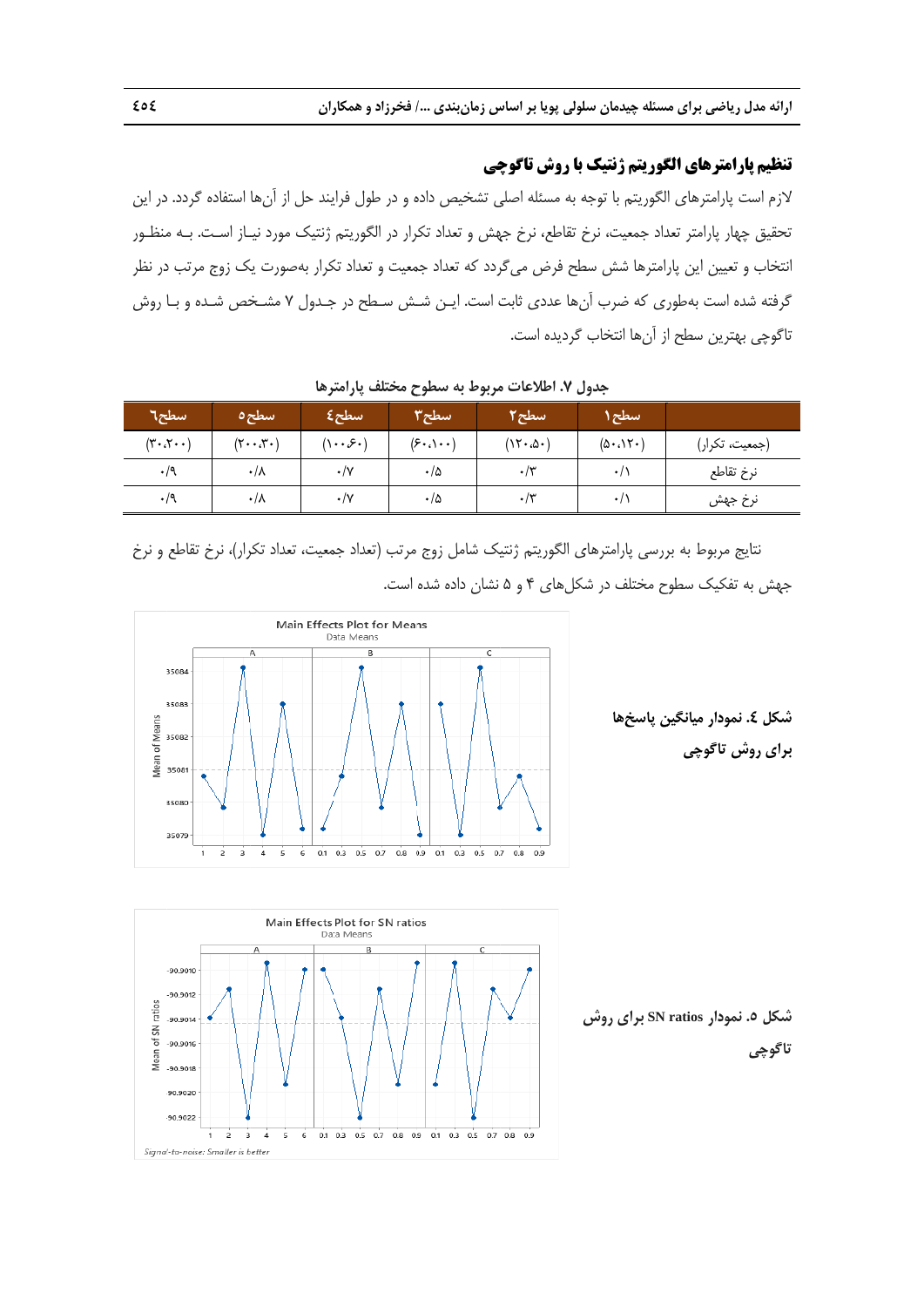### تنظیم پارامترهای الگوریتم ژنتیک با روش تاگوچی

لازم است پارامترهای الگوریتم با توجه به مسئله اصلی تشخیص داده و در طول فرایند حل از آن‌ها استفاده گردد. در این تحقیق چهار پارامتر تعداد جمعیت، نرخ تقاطع، نرخ جهش و تعداد تکرار در الگوریتم ژنتیک مورد نیاز است. به منظور انتخاب و تعیین این پارامترها شش سطح فرض می‌گردد که تعداد جمعیت و تعداد تکرار به‌صورت یک زوج مرتب در نظر گرفته شده است به‌طوری که ضرب آن‌ها عددی ثابت است. این شش سطح در جدول ۷ مشخص شده و با روش تاگوچی بهترین سطح از آن‌ها انتخاب گردیده است.

جدول ۷. اطلاعات مربوط به سطوح مختلف پارامترها

| | سطح ۱ | سطح ۲ | سطح ۳ | سطح ٤ | سطح ٥ | سطح ٦ |
|---|---|---|---|---|---|---|
| (جمعیت، تکرار) | (۵۰،۱۲۰) | (۱۲۰،۵۰) | (۶۰،۱۰۰) | (۱۰۰،۶۰) | (۲۰۰،۳۰) | (۳۰،۲۰۰) |
| نرخ تقاطع | ۰/۱ | ۰/۳ | ۰/۵ | ۰/۷ | ۰/۸ | ۰/۹ |
| نرخ جهش | ۰/۱ | ۰/۳ | ۰/۵ | ۰/۷ | ۰/۸ | ۰/۹ |

نتایج مربوط به بررسی پارامترهای الگوریتم ژنتیک شامل زوج مرتب (تعداد جمعیت، تعداد تکرار)، نرخ تقاطع و نرخ جهش به تفکیک سطوح مختلف در شکل‌های ۴ و ۵ نشان داده شده است.

شکل ٤. نمودار میانگین پاسخ‌ها برای روش تاگوچی

شکل ۵. نمودار SN ratios برای روش تاگوچی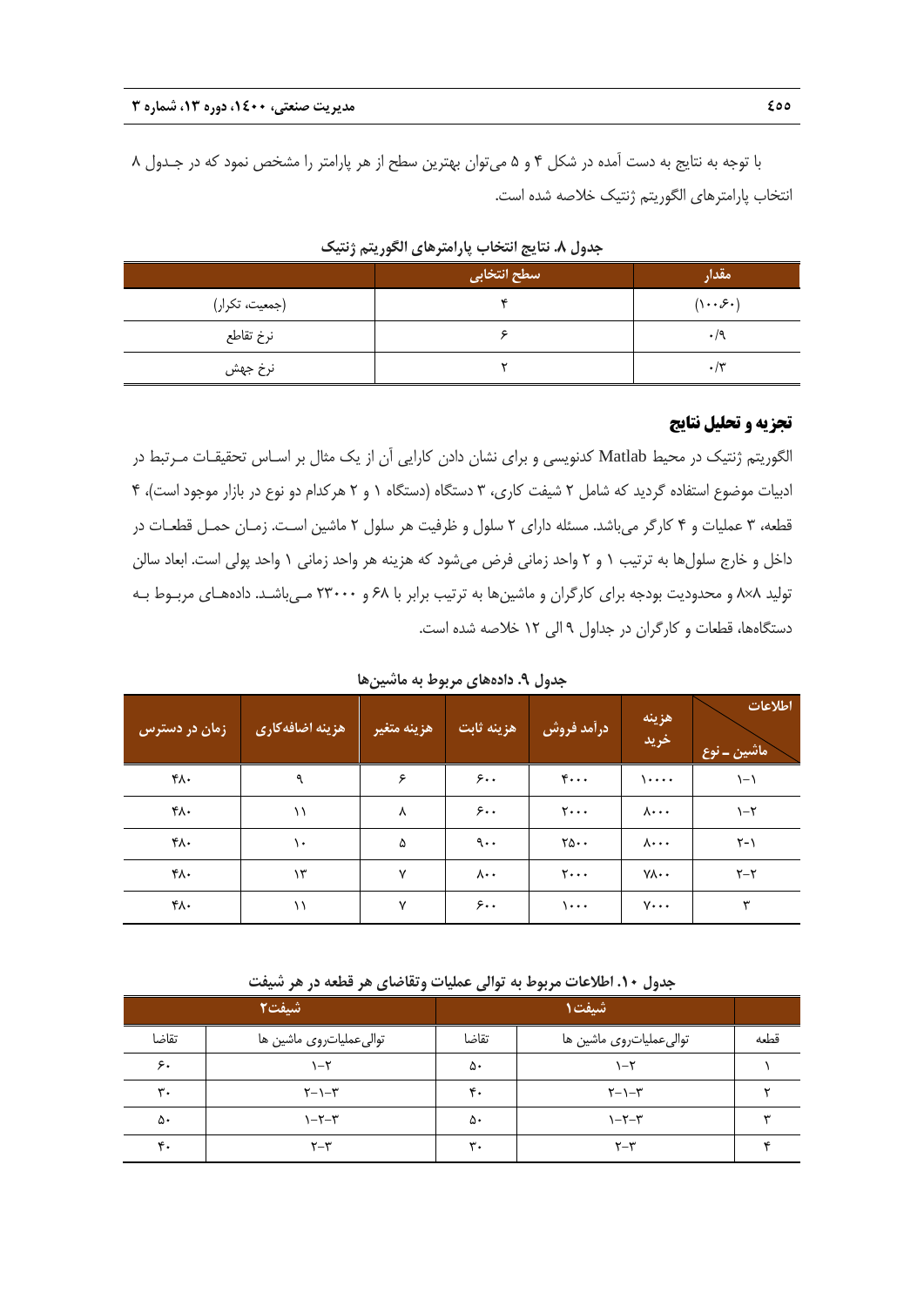با توجه به نتایج به دست آمده در شکل ۴ و ۵ می‌توان بهترین سطح از هر پارامتر را مشخص نمود که در جدول ۸ انتخاب پارامترهای الگوریتم ژنتیک خلاصه شده است.

**جدول ۸. نتایج انتخاب پارامترهای الگوریتم ژنتیک**

| | سطح انتخابی | مقدار |
|---|---|---|
| (جمعیت، تکرار) | ۴ | (۱۰۰،۶۰) |
| نرخ تقاطع | ۶ | ۰/۹ |
| نرخ جهش | ۲ | ۰/۳ |

## تجزیه و تحلیل نتایج

الگوریتم ژنتیک در محیط Matlab کدنویسی و برای نشان دادن کارایی آن از یک مثال بر اساس تحقیقات مرتبط در ادبیات موضوع استفاده گردید که شامل ۲ شیفت کاری، ۳ دستگاه (دستگاه ۱ و ۲ هرکدام دو نوع در بازار موجود است)، ۴ قطعه، ۳ عملیات و ۴ کارگر می‌باشد. مسئله دارای ۲ سلول و ظرفیت هر سلول ۲ ماشین است. زمان حمل قطعات در داخل و خارج سلول‌ها به ترتیب ۱ و ۲ واحد زمانی فرض می‌شود که هزینه هر واحد زمانی ۱ واحد پولی است. ابعاد سالن تولید ۸×۸ و محدودیت بودجه برای کارگران و ماشین‌ها به ترتیب برابر با ۶۸ و ۲۳۰۰۰ می‌باشد. داده‌های مربوط به دستگاه‌ها، قطعات و کارگران در جداول ۹ الی ۱۲ خلاصه شده است.

**جدول ۹. داده‌های مربوط به ماشین‌ها**

| اطلاعات / ماشین ـ نوع | هزینه خرید | درآمد فروش | هزینه ثابت | هزینه متغیر | هزینه اضافه‌کاری | زمان در دسترس |
|---|---|---|---|---|---|---|
| ۱−۱ | ۱۰۰۰۰ | ۴۰۰۰ | ۶۰۰ | ۶ | ۹ | ۴۸۰ |
| ۱−۲ | ۸۰۰۰ | ۲۰۰۰ | ۶۰۰ | ۸ | ۱۱ | ۴۸۰ |
| ۲−۱ | ۸۰۰۰ | ۲۵۰۰ | ۹۰۰ | ۵ | ۱۰ | ۴۸۰ |
| ۲−۲ | ۷۸۰۰ | ۲۰۰۰ | ۸۰۰ | ۷ | ۱۳ | ۴۸۰ |
| ۳ | ۷۰۰۰ | ۱۰۰۰ | ۶۰۰ | ۷ | ۱۱ | ۴۸۰ |

**جدول ۱۰. اطلاعات مربوط به توالی عملیات وتقاضای هر قطعه در هر شیفت**

| | شیفت۱ | | شیفت۲ | |
|---|---|---|---|---|
| قطعه | توالی‌عملیات‌روی ماشین ها | تقاضا | توالی‌عملیات‌روی ماشین ها | تقاضا |
| ۱ | ۱−۲ | ۵۰ | ۱−۲ | ۶۰ |
| ۲ | ۲−۱−۳ | ۴۰ | ۲−۱−۳ | ۳۰ |
| ۳ | ۱−۲−۳ | ۵۰ | ۱−۲−۳ | ۵۰ |
| ۴ | ۲−۳ | ۳۰ | ۲−۳ | ۴۰ |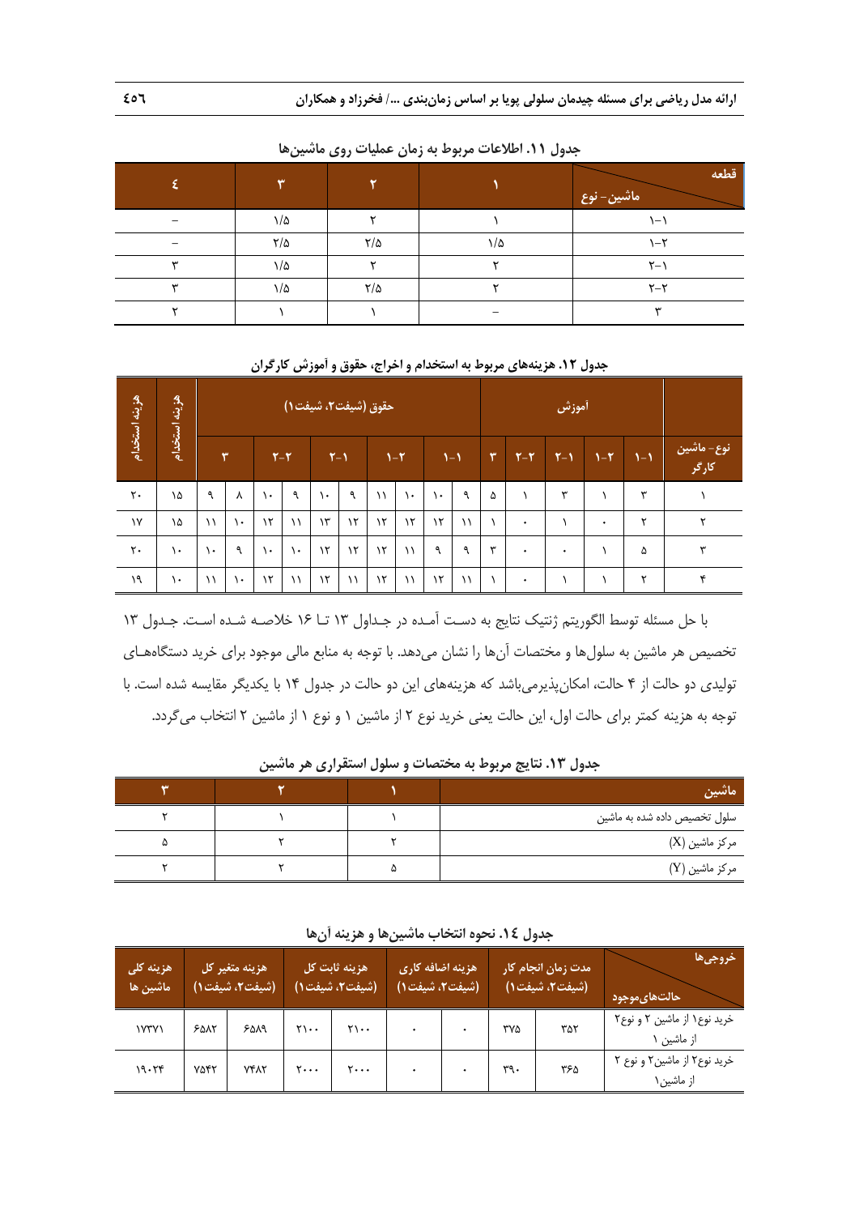**جدول ۱۱. اطلاعات مربوط به زمان عملیات روی ماشین‌ها**

| قطعه / ماشین- نوع | ۱ | ۲ | ۳ | ٤ |
|---|---|---|---|---|
| ۱-۱ | ۱ | ۲ | ۱/۵ | – |
| ۱-۲ | ۱/۵ | ۲/۵ | ۲/۵ | – |
| ۲-۱ | ۲ | ۲ | ۱/۵ | ۳ |
| ۲-۲ | ۲ | ۲/۵ | ۱/۵ | ۳ |
| ۳ | – | ۱ | ۱ | ۲ |

**جدول ۱۲. هزینه‌های مربوط به استخدام و اخراج، حقوق و آموزش کارگران**

| نوع- ماشین / کارگر | آموزش | | | | | حقوق (شیفت۲، شیفت۱) | | | | | | | | | | هزینه استخدام | هزینه استخدام |
|---|---|---|---|---|---|---|---|---|---|---|---|---|---|---|---|---|---|
| | ۱-۱ | ۱-۲ | ۲-۱ | ۲-۲ | ۳ | ۱-۱ | | ۱-۲ | | ۲-۱ | | ۲-۲ | | ۳ | | | |
| ۱ | ۳ | ۱ | ۳ | ۱ | ۵ | ۹ | ۱۰ | ۱۰ | ۱۱ | ۹ | ۱۰ | ۹ | ۱۰ | ۸ | ۹ | ۱۵ | ۲۰ |
| ۲ | ۲ | ۰ | ۱ | ۰ | ۱ | ۱۱ | ۱۲ | ۱۲ | ۱۲ | ۱۲ | ۱۳ | ۱۱ | ۱۲ | ۱۰ | ۱۱ | ۱۵ | ۱۷ |
| ۳ | ۵ | ۱ | ۰ | ۰ | ۳ | ۹ | ۹ | ۱۱ | ۱۲ | ۱۲ | ۱۲ | ۱۰ | ۱۰ | ۹ | ۱۰ | ۱۰ | ۲۰ |
| ۴ | ۲ | ۱ | ۱ | ۰ | ۱ | ۱۱ | ۱۲ | ۱۱ | ۱۲ | ۱۱ | ۱۲ | ۱۱ | ۱۲ | ۱۰ | ۱۱ | ۱۰ | ۱۹ |

با حل مسئله توسط الگوریتم ژنتیک نتایج به دست آمده در جداول ۱۳ تا ۱۶ خلاصه شده است. جدول ۱۳ تخصیص هر ماشین به سلول‌ها و مختصات آن‌ها را نشان می‌دهد. با توجه به منابع مالی موجود برای خرید دستگاه‌های تولیدی دو حالت از ۴ حالت، امکان‌پذیرمی‌باشد که هزینه‌های این دو حالت در جدول ۱۴ با یکدیگر مقایسه شده است. با توجه به هزینه کمتر برای حالت اول، این حالت یعنی خرید نوع ۲ از ماشین ۱ و نوع ۱ از ماشین ۲ انتخاب می‌گردد.

**جدول ۱۳. نتایج مربوط به مختصات و سلول استقراری هر ماشین**

| ماشین | ۱ | ۲ | ۳ |
|---|---|---|---|
| سلول تخصیص داده شده به ماشین | ۱ | ۱ | ۲ |
| مرکز ماشین (X) | ۲ | ۲ | ۵ |
| مرکز ماشین (Y) | ۵ | ۲ | ۲ |

**جدول ١٤. نحوه انتخاب ماشین‌ها و هزینه آن‌ها**

| خروجی‌ها / حالت‌های‌موجود | مدت زمان انجام کار (شیفت۲، شیفت۱) | | هزینه اضافه کاری (شیفت۲، شیفت۱) | | هزینه ثابت کل (شیفت۲، شیفت۱) | | هزینه متغیر کل (شیفت۲، شیفت۱) | | هزینه کلی ماشین ها |
|---|---|---|---|---|---|---|---|---|---|
| خرید نوع۱ از ماشین ۲ و نوع۲ از ماشین ۱ | ۳۵۲ | ۳۷۵ | ۰ | ۰ | ۲۱۰۰ | ۲۱۰۰ | ۶۵۸۹ | ۶۵۸۲ | ۱۷۳۷۱ |
| خرید نوع۲ از ماشین۲ و نوع ۲ از ماشین۱ | ۳۶۵ | ۳۹۰ | ۰ | ۰ | ۲۰۰۰ | ۲۰۰۰ | ۷۴۸۲ | ۷۵۴۲ | ۱۹۰۲۴ |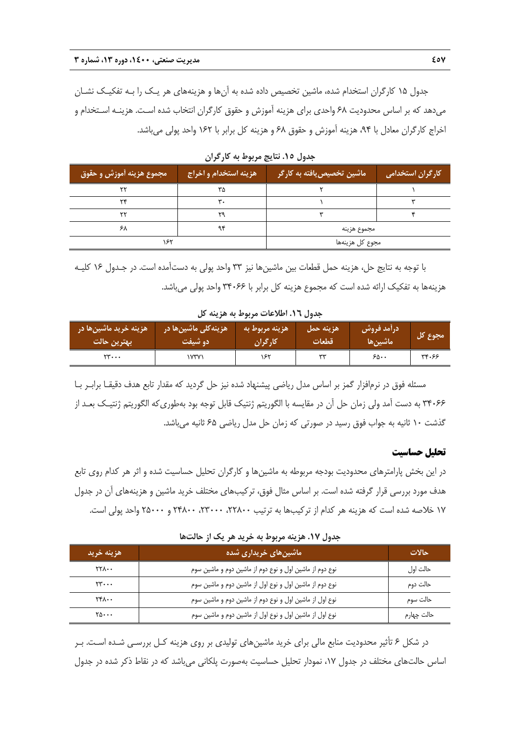جدول ۱۵ کارگران استخدام شده، ماشین تخصیص داده شده به آن‌ها و هزینه‌های هر یک را به تفکیک نشان می‌دهد که بر اساس محدودیت ۶۸ واحدی برای هزینه آموزش و حقوق کارگران انتخاب شده است. هزینه استخدام و اخراج کارگران معادل با ۹۴، هزینه آموزش و حقوق ۶۸ و هزینه کل برابر با ۱۶۲ واحد پولی می‌باشد.

**جدول ۱۵. نتایج مربوط به کارگران**

| کارگران استخدامی | ماشین تخصیص‌یافته به کارگر | هزینه استخدام و اخراج | مجموع هزینه آموزش و حقوق |
| --- | --- | --- | --- |
| ۱ | ۲ | ۳۵ | ۲۲ |
| ۳ | ۱ | ۳۰ | ۲۴ |
| ۴ | ۳ | ۲۹ | ۲۲ |
| مجموع هزینه | | ۹۴ | ۶۸ |
| مجوع کل هزینه‌ها | | ۱۶۲ | |

با توجه به نتایج حل، هزینه حمل قطعات بین ماشین‌ها نیز ۳۳ واحد پولی به دست‌آمده است. در جدول ۱۶ کلیه هزینه‌ها به تفکیک ارائه شده است که مجموع هزینه کل برابر با ۳۴۰۶۶ واحد پولی می‌باشد.

**جدول ۱۶. اطلاعات مربوط به هزینه کل**

| مجوع کل | درآمد فروش ماشین‌ها | هزینه حمل قطعات | هزینه مربوط به کارگران | هزینه‌کلی ماشین‌ها در دو شیفت | هزینه خرید ماشین‌ها در بهترین حالت |
| --- | --- | --- | --- | --- | --- |
| ۳۴۰۶۶ | ۶۵۰۰ | ۳۳ | ۱۶۲ | ۱۷۳۷۱ | ۲۳۰۰۰ |

مسئله فوق در نرم‌افزار گمز بر اساس مدل ریاضی پیشنهاد شده نیز حل گردید که مقدار تابع هدف دقیقا برابر با ۳۴۰۶۶ به دست آمد ولی زمان حل آن در مقایسه با الگوریتم ژنتیک قابل توجه بود به‌طوری‌که الگوریتم ژنتیک بعد از گذشت ۱۰ ثانیه به جواب فوق رسید در صورتی که زمان حل مدل ریاضی ۶۵ ثانیه می‌باشد.

## تحلیل حساسیت

در این بخش پارامترهای محدودیت بودجه مربوطه به ماشین‌ها و کارگران تحلیل حساسیت شده و اثر هر کدام روی تابع هدف مورد بررسی قرار گرفته شده است. بر اساس مثال فوق، ترکیب‌های مختلف خرید ماشین و هزینه‌های آن در جدول ۱۷ خلاصه شده است که هزینه هر کدام از ترکیب‌ها به ترتیب ۲۲۸۰۰، ۲۳۰۰۰، ۲۴۸۰۰ و ۲۵۰۰۰ واحد پولی است.

**جدول ۱۷. هزینه مربوط به خرید هر یک از حالت‌ها**

| حالات | ماشین‌های خریداری شده | هزینه خرید |
| --- | --- | --- |
| حالت اول | نوع دوم از ماشین اول و نوع دوم از ماشین دوم و ماشین سوم | ۲۲۸۰۰ |
| حالت دوم | نوع دوم از ماشین اول و نوع اول از ماشین دوم و ماشین سوم | ۲۳۰۰۰ |
| حالت سوم | نوع اول از ماشین اول و نوع دوم از ماشین دوم و ماشین سوم | ۲۴۸۰۰ |
| حالت چهارم | نوع اول از ماشین اول و نوع اول از ماشین دوم و ماشین سوم | ۲۵۰۰۰ |

در شکل ۶ تأثیر محدودیت منابع مالی برای خرید ماشین‌های تولیدی بر روی هزینه کل بررسی شده است. بر اساس حالت‌های مختلف در جدول ۱۷، نمودار تحلیل حساسیت به‌صورت پلکانی می‌باشد که در نقاط ذکر شده در جدول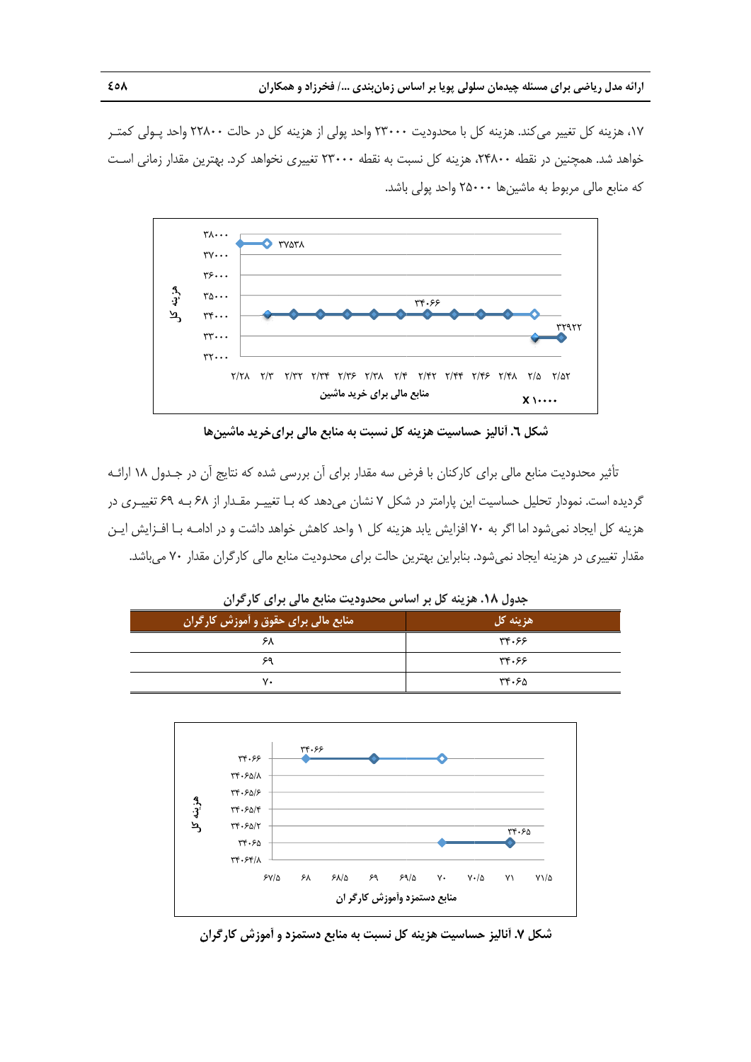۱۷، هزینه کل تغییر می‌کند. هزینه کل با محدودیت ۲۳۰۰۰ واحد پولی از هزینه کل در حالت ۲۲۸۰۰ واحد پولی کمتر خواهد شد. همچنین در نقطه ۲۴۸۰۰، هزینه کل نسبت به نقطه ۲۳۰۰۰ تغییری نخواهد کرد. بهترین مقدار زمانی است که منابع مالی مربوط به ماشین‌ها ۲۵۰۰۰ واحد پولی باشد.

**شکل ٦. آنالیز حساسیت هزینه کل نسبت به منابع مالی برای‌خرید ماشین‌ها**

تأثیر محدودیت منابع مالی برای کارکنان با فرض سه مقدار برای آن بررسی شده که نتایج آن در جدول ۱۸ ارائه گردیده است. نمودار تحلیل حساسیت این پارامتر در شکل ۷ نشان می‌دهد که با تغییر مقدار از ۶۸ به ۶۹ تغییری در هزینه کل ایجاد نمی‌شود اما اگر به ۷۰ افزایش یابد هزینه کل ۱ واحد کاهش خواهد داشت و در ادامه با افزایش این مقدار تغییری در هزینه ایجاد نمی‌شود. بنابراین بهترین حالت برای محدودیت منابع مالی کارگران مقدار ۷۰ می‌باشد.

**جدول ۱۸. هزینه کل بر اساس محدودیت منابع مالی برای کارگران**

| منابع مالی برای حقوق و آموزش کارگران | هزینه کل |
| --- | --- |
| ۶۸ | ۳۴۰۶۶ |
| ۶۹ | ۳۴۰۶۶ |
| ۷۰ | ۳۴۰۶۵ |

**شکل ۷. آنالیز حساسیت هزینه کل نسبت به منابع دستمزد و آموزش کارگران**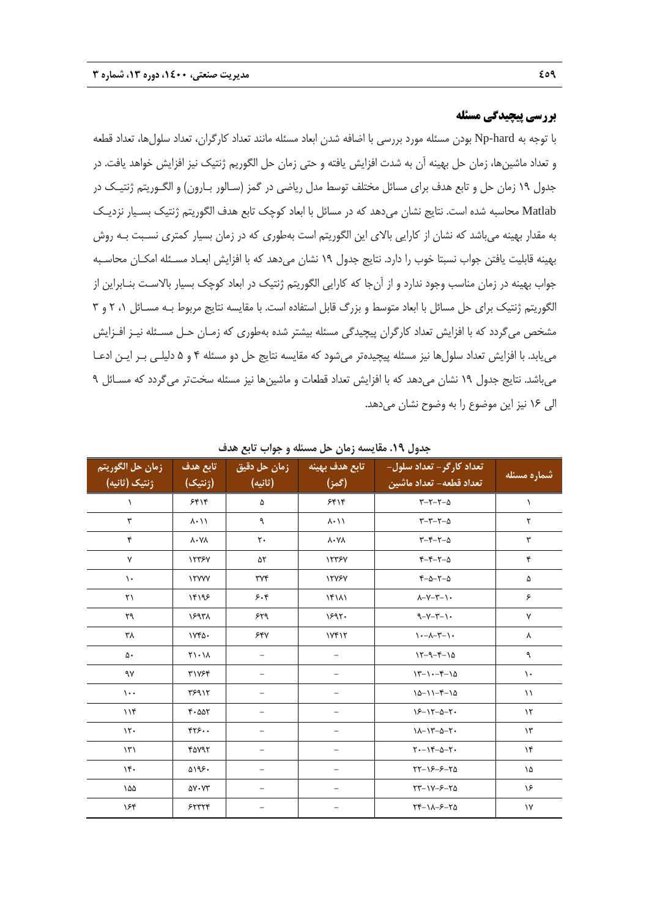### بررسی پیچیدگی مسئله

با توجه به Np-hard بودن مسئله مورد بررسی با اضافه شدن ابعاد مسئله مانند تعداد کارگران، تعداد سلول‌ها، تعداد قطعه و تعداد ماشین‌ها، زمان حل بهینه آن به شدت افزایش یافته و حتی زمان حل الگوریم ژنتیک نیز افزایش خواهد یافت. در جدول ۱۹ زمان حل و تابع هدف برای مسائل مختلف توسط مدل ریاضی در گمز (سالور بارون) و الگوریتم ژنتیک در Matlab محاسبه شده است. نتایج نشان می‌دهد که در مسائل با ابعاد کوچک تابع هدف الگوریتم ژنتیک بسیار نزدیک به مقدار بهینه می‌باشد که نشان از کارایی بالای این الگوریتم است به‌طوری که در زمان بسیار کمتری نسبت به روش بهینه قابلیت یافتن جواب نسبتا خوب را دارد. نتایج جدول ۱۹ نشان می‌دهد که با افزایش ابعاد مسئله امکان محاسبه جواب بهینه در زمان مناسب وجود ندارد و از آن‌جا که کارایی الگوریتم ژنتیک در ابعاد کوچک بسیار بالاست بنابراین از الگوریتم ژنتیک برای حل مسائل با ابعاد متوسط و بزرگ قابل استفاده است. با مقایسه نتایج مربوط به مسائل ۱، ۲ و ۳ مشخص می‌گردد که با افزایش تعداد کارگران پیچیدگی مسئله بیشتر شده به‌طوری که زمان حل مسئله نیز افزایش می‌یابد. با افزایش تعداد سلول‌ها نیز مسئله پیچیده‌تر می‌شود که مقایسه نتایج حل دو مسئله ۴ و ۵ دلیلی بر این ادعا می‌باشد. نتایج جدول ۱۹ نشان می‌دهد که با افزایش تعداد قطعات و ماشین‌ها نیز مسئله سخت‌تر می‌گردد که مسائل ۹ الی ۱۶ نیز این موضوع را به وضوح نشان می‌دهد.

**جدول ۱۹. مقایسه زمان حل مسئله و جواب تابع هدف**

| شماره مسئله | تعداد کارگر- تعداد سلول- تعداد قطعه- تعداد ماشین | تابع هدف بهینه (گمز) | زمان حل دقیق (ثانیه) | تابع هدف (ژنتیک) | زمان حل الگوریتم ژنتیک (ثانیه) |
|---|---|---|---|---|---|
| ۱ | ۳-۲-۲-۵ | ۶۴۱۴ | ۵ | ۶۴۱۴ | ۱ |
| ۲ | ۳-۳-۲-۵ | ۸۰۱۱ | ۹ | ۸۰۱۱ | ۳ |
| ۳ | ۳-۴-۲-۵ | ۸۰۷۸ | ۲۰ | ۸۰۷۸ | ۴ |
| ۴ | ۴-۴-۲-۵ | ۱۲۳۶۷ | ۵۲ | ۱۲۳۶۷ | ۷ |
| ۵ | ۴-۵-۲-۵ | ۱۲۷۶۷ | ۳۷۴ | ۱۲۷۷۷ | ۱۰ |
| ۶ | ۸-۷-۳-۱۰ | ۱۴۱۸۱ | ۶۰۴ | ۱۴۱۹۶ | ۲۱ |
| ۷ | ۹-۷-۳-۱۰ | ۱۶۹۲۰ | ۶۲۹ | ۱۶۹۳۸ | ۲۹ |
| ۸ | ۱۰-۸-۳-۱۰ | ۱۷۴۱۲ | ۶۴۷ | ۱۷۴۵۰ | ۳۸ |
| ۹ | ۱۲-۹-۴-۱۵ | – | – | ۲۱۰۱۸ | ۵۰ |
| ۱۰ | ۱۳-۱۰-۴-۱۵ | – | – | ۳۱۷۶۴ | ۹۷ |
| ۱۱ | ۱۵-۱۱-۴-۱۵ | – | – | ۳۶۹۱۲ | ۱۰۰ |
| ۱۲ | ۱۶-۱۲-۵-۲۰ | – | – | ۴۰۵۵۲ | ۱۱۴ |
| ۱۳ | ۱۸-۱۳-۵-۲۰ | – | – | ۴۲۶۰۰ | ۱۲۰ |
| ۱۴ | ۲۰-۱۴-۵-۲۰ | – | – | ۴۵۷۹۲ | ۱۳۱ |
| ۱۵ | ۲۲-۱۶-۶-۲۵ | – | – | ۵۱۹۶۰ | ۱۴۰ |
| ۱۶ | ۲۳-۱۷-۶-۲۵ | – | – | ۵۷۰۷۳ | ۱۵۵ |
| ۱۷ | ۲۴-۱۸-۶-۲۵ | – | – | ۶۲۳۳۴ | ۱۶۴ |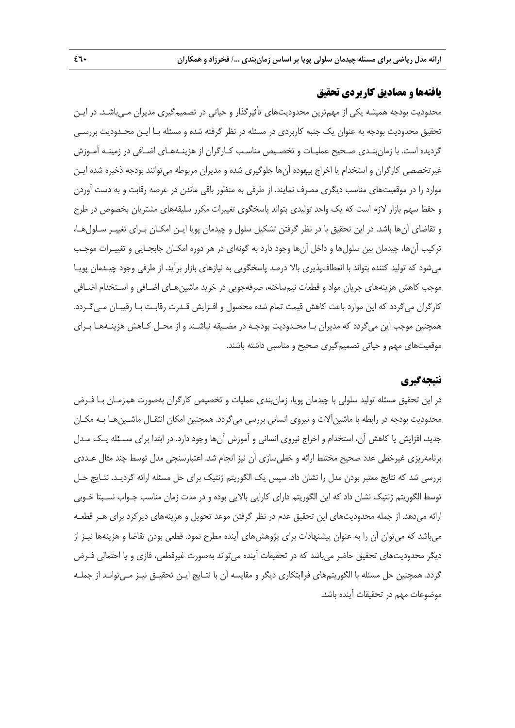## یافته‌ها و مصادیق کاربردی تحقیق

محدودیت بودجه همیشه یکی از مهم‌ترین محدودیت‌های تأثیرگذار و حیاتی در تصمیم‌گیری مدیران می‌باشد. در این تحقیق محدودیت بودجه به عنوان یک جنبه کاربردی در مسئله در نظر گرفته شده و مسئله با این محدودیت بررسی گردیده است. با زمان‌بندی صحیح عملیات و تخصیص مناسب کارگران از هزینه‌های اضافی در زمینه آموزش غیرتخصصی کارگران و استخدام یا اخراج بیهوده آن‌ها جلوگیری شده و مدیران مربوطه می‌توانند بودجه ذخیره شده این موارد را در موقعیت‌های مناسب دیگری مصرف نمایند. از طرفی به منظور باقی ماندن در عرصه رقابت و به دست آوردن و حفظ سهم بازار لازم است که یک واحد تولیدی بتواند پاسخگوی تغییرات مکرر سلیقه‌های مشتریان بخصوص در طرح و تقاضای آن‌ها باشد. در این تحقیق با در نظر گرفتن تشکیل سلول و چیدمان پویا این امکان برای تغییر سلول‌ها، ترکیب آن‌ها، چیدمان بین سلول‌ها و داخل آن‌ها وجود دارد به گونه‌ای در هر دوره امکان جابجایی و تغییرات موجب می‌شود که تولید کننده بتواند با انعطاف‌پذیری بالا درصد پاسخگویی به نیازهای بازار برآید. از طرفی وجود چیدمان پویا موجب کاهش هزینه‌های جریان مواد و قطعات نیم‌ساخته، صرفه‌جویی در خرید ماشین‌های اضافی و استخدام اضافی کارگران می‌گردد که این موارد باعث کاهش قیمت تمام شده محصول و افزایش قدرت رقابت با رقیبان می‌گردد. همچنین موجب این می‌گردد که مدیران با محدودیت بودجه در مضیقه نباشند و از محل کاهش هزینه‌ها برای موقعیت‌های مهم و حیاتی تصمیم‌گیری صحیح و مناسبی داشته باشند.

## نتیجه‌گیری

در این تحقیق مسئله تولید سلولی با چیدمان پویا، زمان‌بندی عملیات و تخصیص کارگران به‌صورت همزمان با فرض محدودیت بودجه در رابطه با ماشین‌آلات و نیروی انسانی بررسی می‌گردد. همچنین امکان انتقال ماشین‌ها به مکان جدید، افزایش یا کاهش آن، استخدام و اخراج نیروی انسانی و آموزش آن‌ها وجود دارد. در ابتدا برای مسئله یک مدل برنامه‌ریزی غیرخطی عدد صحیح مختلط ارائه و خطی‌سازی آن نیز انجام شد. اعتبارسنجی مدل توسط چند مثال عددی بررسی شد که نتایج معتبر بودن مدل را نشان داد. سپس یک الگوریتم ژنتیک برای حل مسئله ارائه گردید. نتایج حل توسط الگوریتم ژنتیک نشان داد که این الگوریتم دارای کارایی بالایی بوده و در مدت زمان مناسب جواب نسبتا خوبی ارائه می‌دهد. از جمله محدودیت‌های این تحقیق عدم در نظر گرفتن موعد تحویل و هزینه‌های دیرکرد برای هر قطعه می‌باشد که می‌توان آن را به عنوان پیشنهادات برای پژوهش‌های آینده مطرح نمود. قطعی بودن تقاضا و هزینه‌ها نیز از دیگر محدودیت‌های تحقیق حاضر می‌باشد که در تحقیقات آینده می‌تواند به‌صورت غیرقطعی، فازی و یا احتمالی فرض گردد. همچنین حل مسئله با الگوریتم‌های فراابتکاری دیگر و مقایسه آن با نتایج این تحقیق نیز می‌تواند از جمله موضوعات مهم در تحقیقات آینده باشد.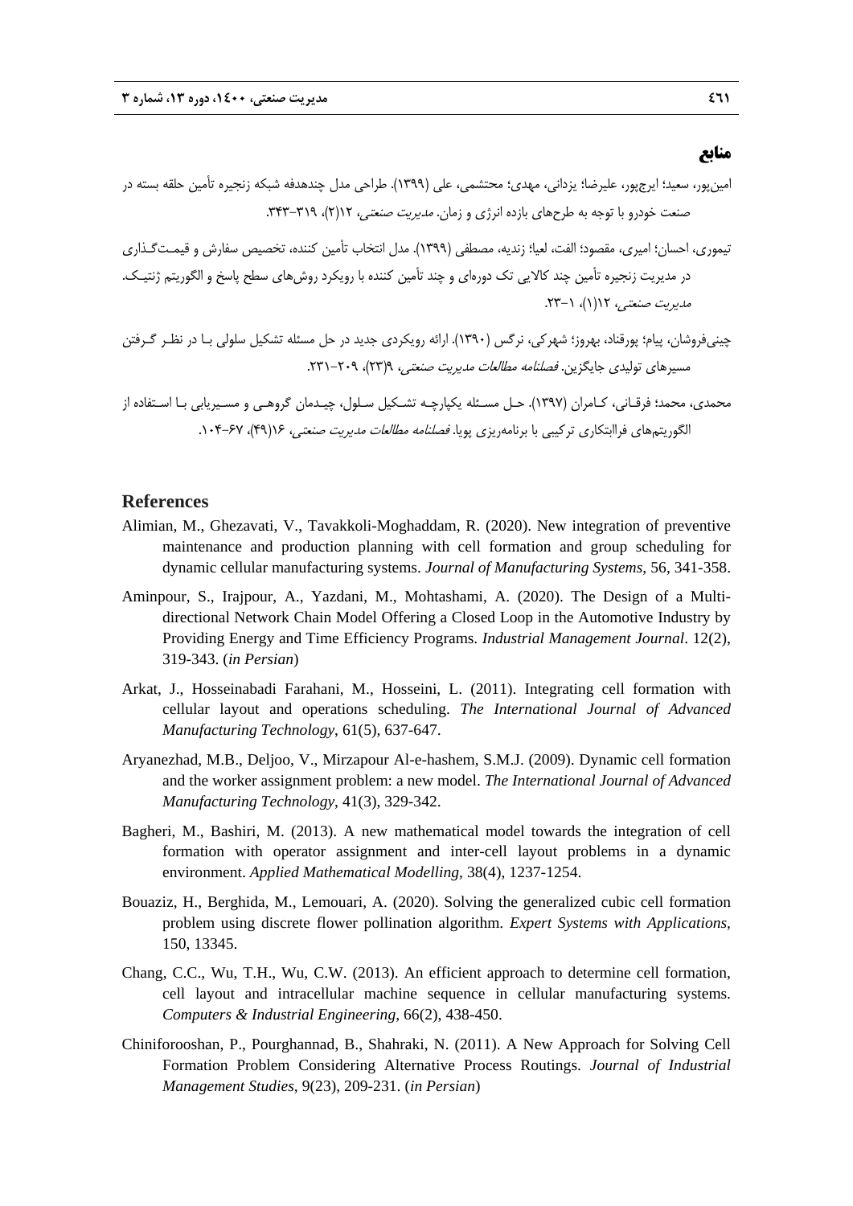## منابع

امین‌پور، سعید؛ ایرج‌پور، علیرضا؛ یزدانی، مهدی؛ محتشمی، علی (۱۳۹۹). طراحی مدل چندهدفه شبکه زنجیره تأمین حلقه بسته در صنعت خودرو با توجه به طرح‌های بازده انرژی و زمان. *مدیریت صنعتی*، ۱۲(۲)، ۳۴۳-۳۱۹.

تیموری، احسان؛ امیری، مقصود؛ الفت، لعیا؛ زندیه، مصطفی (۱۳۹۹). مدل انتخاب تأمین کننده، تخصیص سفارش و قیمت‌گذاری در مدیریت زنجیره تأمین چند کالایی تک دوره‌ای و چند تأمین کننده با رویکرد روش‌های سطح پاسخ و الگوریتم ژنتیک. *مدیریت صنعتی*، ۱۲(۱)، ۱-۲۳.

چینی‌فروشان، پیام؛ پورقناد، بهروز؛ شهرکی، نرگس (۱۳۹۰). ارائه رویکردی جدید در حل مسئله تشکیل سلولی با در نظر گرفتن مسیرهای تولیدی جایگزین. *فصلنامه مطالعات مدیریت صنعتی*، ۹(۲۳)، ۲۰۹-۲۳۱.

محمدی، محمد؛ فرقانی، کامران (۱۳۹۷). حل مسئله یکپارچه تشکیل سلول، چیدمان گروهی و مسیریابی با استفاده از الگوریتم‌های فراابتکاری ترکیبی با برنامه‌ریزی پویا. *فصلنامه مطالعات مدیریت صنعتی*، ۱۶(۴۹)، ۶۷-۱۰۴.

## References

Alimian, M., Ghezavati, V., Tavakkoli-Moghaddam, R. (2020). New integration of preventive maintenance and production planning with cell formation and group scheduling for dynamic cellular manufacturing systems. *Journal of Manufacturing Systems*, 56, 341-358.

Aminpour, S., Irajpour, A., Yazdani, M., Mohtashami, A. (2020). The Design of a Multi-directional Network Chain Model Offering a Closed Loop in the Automotive Industry by Providing Energy and Time Efficiency Programs. *Industrial Management Journal*. 12(2), 319-343. (*in Persian*)

Arkat, J., Hosseinabadi Farahani, M., Hosseini, L. (2011). Integrating cell formation with cellular layout and operations scheduling. *The International Journal of Advanced Manufacturing Technology*, 61(5), 637-647.

Aryanezhad, M.B., Deljoo, V., Mirzapour Al-e-hashem, S.M.J. (2009). Dynamic cell formation and the worker assignment problem: a new model. *The International Journal of Advanced Manufacturing Technology*, 41(3), 329-342.

Bagheri, M., Bashiri, M. (2013). A new mathematical model towards the integration of cell formation with operator assignment and inter-cell layout problems in a dynamic environment. *Applied Mathematical Modelling*, 38(4), 1237-1254.

Bouaziz, H., Berghida, M., Lemouari, A. (2020). Solving the generalized cubic cell formation problem using discrete flower pollination algorithm. *Expert Systems with Applications*, 150, 13345.

Chang, C.C., Wu, T.H., Wu, C.W. (2013). An efficient approach to determine cell formation, cell layout and intracellular machine sequence in cellular manufacturing systems. *Computers & Industrial Engineering*, 66(2), 438-450.

Chiniforooshan, P., Pourghannad, B., Shahraki, N. (2011). A New Approach for Solving Cell Formation Problem Considering Alternative Process Routings. *Journal of Industrial Management Studies*, 9(23), 209-231. (*in Persian*)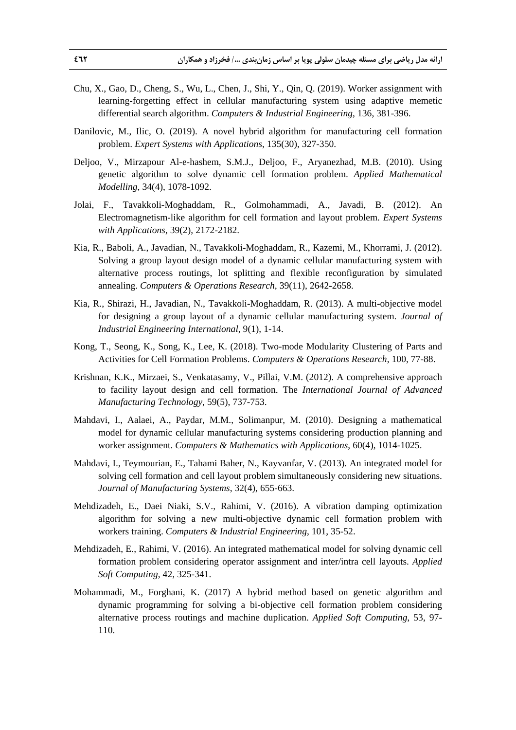Chu, X., Gao, D., Cheng, S., Wu, L., Chen, J., Shi, Y., Qin, Q. (2019). Worker assignment with learning-forgetting effect in cellular manufacturing system using adaptive memetic differential search algorithm. *Computers & Industrial Engineering*, 136, 381-396.

Danilovic, M., Ilic, O. (2019). A novel hybrid algorithm for manufacturing cell formation problem. *Expert Systems with Applications*, 135(30), 327-350.

Deljoo, V., Mirzapour Al-e-hashem, S.M.J., Deljoo, F., Aryanezhad, M.B. (2010). Using genetic algorithm to solve dynamic cell formation problem. *Applied Mathematical Modelling*, 34(4), 1078-1092.

Jolai, F., Tavakkoli-Moghaddam, R., Golmohammadi, A., Javadi, B. (2012). An Electromagnetism-like algorithm for cell formation and layout problem. *Expert Systems with Applications*, 39(2), 2172-2182.

Kia, R., Baboli, A., Javadian, N., Tavakkoli-Moghaddam, R., Kazemi, M., Khorrami, J. (2012). Solving a group layout design model of a dynamic cellular manufacturing system with alternative process routings, lot splitting and flexible reconfiguration by simulated annealing. *Computers & Operations Research*, 39(11), 2642-2658.

Kia, R., Shirazi, H., Javadian, N., Tavakkoli-Moghaddam, R. (2013). A multi-objective model for designing a group layout of a dynamic cellular manufacturing system. *Journal of Industrial Engineering International*, 9(1), 1-14.

Kong, T., Seong, K., Song, K., Lee, K. (2018). Two-mode Modularity Clustering of Parts and Activities for Cell Formation Problems. *Computers & Operations Research*, 100, 77-88.

Krishnan, K.K., Mirzaei, S., Venkatasamy, V., Pillai, V.M. (2012). A comprehensive approach to facility layout design and cell formation. The *International Journal of Advanced Manufacturing Technology*, 59(5), 737-753.

Mahdavi, I., Aalaei, A., Paydar, M.M., Solimanpur, M. (2010). Designing a mathematical model for dynamic cellular manufacturing systems considering production planning and worker assignment. *Computers & Mathematics with Applications*, 60(4), 1014-1025.

Mahdavi, I., Teymourian, E., Tahami Baher, N., Kayvanfar, V. (2013). An integrated model for solving cell formation and cell layout problem simultaneously considering new situations. *Journal of Manufacturing Systems*, 32(4), 655-663.

Mehdizadeh, E., Daei Niaki, S.V., Rahimi, V. (2016). A vibration damping optimization algorithm for solving a new multi-objective dynamic cell formation problem with workers training. *Computers & Industrial Engineering*, 101, 35-52.

Mehdizadeh, E., Rahimi, V. (2016). An integrated mathematical model for solving dynamic cell formation problem considering operator assignment and inter/intra cell layouts. *Applied Soft Computing*, 42, 325-341.

Mohammadi, M., Forghani, K. (2017) A hybrid method based on genetic algorithm and dynamic programming for solving a bi-objective cell formation problem considering alternative process routings and machine duplication. *Applied Soft Computing*, 53, 97-110.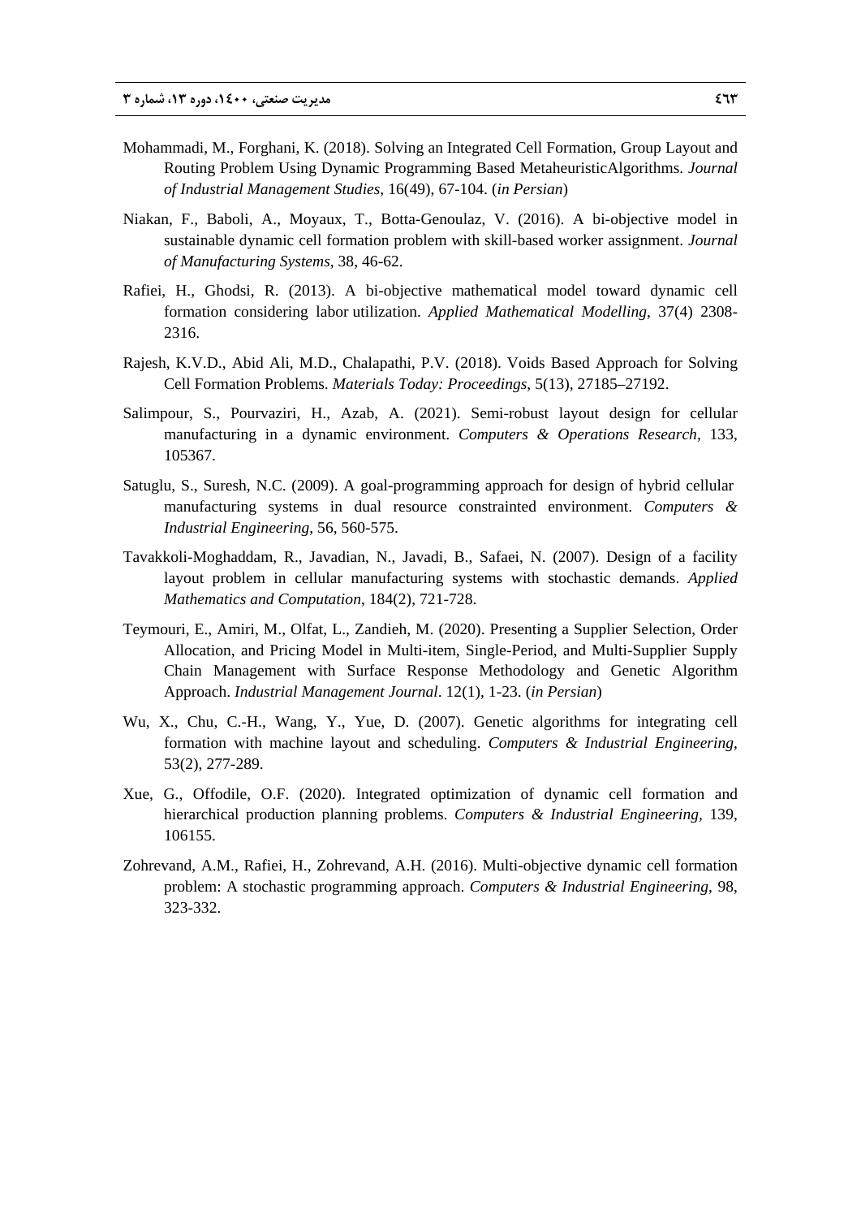Mohammadi, M., Forghani, K. (2018). Solving an Integrated Cell Formation, Group Layout and Routing Problem Using Dynamic Programming Based MetaheuristicAlgorithms. *Journal of Industrial Management Studies*, 16(49), 67-104. (*in Persian*)

Niakan, F., Baboli, A., Moyaux, T., Botta-Genoulaz, V. (2016). A bi-objective model in sustainable dynamic cell formation problem with skill-based worker assignment. *Journal of Manufacturing Systems*, 38, 46-62.

Rafiei, H., Ghodsi, R. (2013). A bi-objective mathematical model toward dynamic cell formation considering labor utilization. *Applied Mathematical Modelling*, 37(4) 2308-2316.

Rajesh, K.V.D., Abid Ali, M.D., Chalapathi, P.V. (2018). Voids Based Approach for Solving Cell Formation Problems. *Materials Today: Proceedings*, 5(13), 27185–27192.

Salimpour, S., Pourvaziri, H., Azab, A. (2021). Semi-robust layout design for cellular manufacturing in a dynamic environment. *Computers & Operations Research*, 133, 105367.

Satuglu, S., Suresh, N.C. (2009). A goal-programming approach for design of hybrid cellular manufacturing systems in dual resource constrainted environment. *Computers & Industrial Engineering*, 56, 560-575.

Tavakkoli-Moghaddam, R., Javadian, N., Javadi, B., Safaei, N. (2007). Design of a facility layout problem in cellular manufacturing systems with stochastic demands. *Applied Mathematics and Computation*, 184(2), 721-728.

Teymouri, E., Amiri, M., Olfat, L., Zandieh, M. (2020). Presenting a Supplier Selection, Order Allocation, and Pricing Model in Multi-item, Single-Period, and Multi-Supplier Supply Chain Management with Surface Response Methodology and Genetic Algorithm Approach. *Industrial Management Journal*. 12(1), 1-23. (*in Persian*)

Wu, X., Chu, C.-H., Wang, Y., Yue, D. (2007). Genetic algorithms for integrating cell formation with machine layout and scheduling. *Computers & Industrial Engineering*, 53(2), 277-289.

Xue, G., Offodile, O.F. (2020). Integrated optimization of dynamic cell formation and hierarchical production planning problems. *Computers & Industrial Engineering*, 139, 106155.

Zohrevand, A.M., Rafiei, H., Zohrevand, A.H. (2016). Multi-objective dynamic cell formation problem: A stochastic programming approach. *Computers & Industrial Engineering*, 98, 323-332.